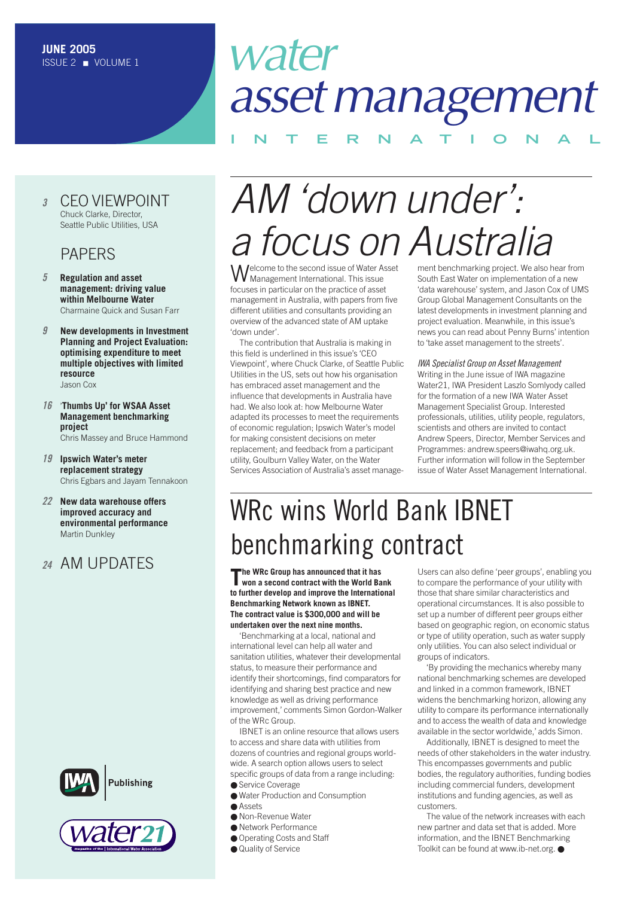**JUNE 2005**
ISSUE 2 ■ VOLUME 1

# water asset management INTERNATIONAL

3 CEO VIEWPOINT
Chuck Clarke, Director, Seattle Public Utilities, USA

PAPERS

5 **Regulation and asset management: driving value within Melbourne Water**
Charmaine Quick and Susan Farr

9 **New developments in Investment Planning and Project Evaluation: optimising expenditure to meet multiple objectives with limited resource**
Jason Cox

16 **'Thumbs Up' for WSAA Asset Management benchmarking project**
Chris Massey and Bruce Hammond

19 **Ipswich Water's meter replacement strategy**
Chris Egbars and Jayam Tennakoon

22 **New data warehouse offers improved accuracy and environmental performance**
Martin Dunkley

24 AM UPDATES

IWA Publishing

water21

## *AM 'down under': a focus on Australia*

Welcome to the second issue of Water Asset Management International. This issue focuses in particular on the practice of asset management in Australia, with papers from five different utilities and consultants providing an overview of the advanced state of AM uptake 'down under'.

The contribution that Australia is making in this field is underlined in this issue's 'CEO Viewpoint', where Chuck Clarke, of Seattle Public Utilities in the US, sets out how his organisation has embraced asset management and the influence that developments in Australia have had. We also look at: how Melbourne Water adapted its processes to meet the requirements of economic regulation; Ipswich Water's model for making consistent decisions on meter replacement; and feedback from a participant utility, Goulburn Valley Water, on the Water Services Association of Australia's asset management benchmarking project. We also hear from South East Water on implementation of a new 'data warehouse' system, and Jason Cox of UMS Group Global Management Consultants on the latest developments in investment planning and project evaluation. Meanwhile, in this issue's news you can read about Penny Burns' intention to 'take asset management to the streets'.

*IWA Specialist Group on Asset Management*
Writing in the June issue of IWA magazine Water21, IWA President Laszlo Somlyody called for the formation of a new IWA Water Asset Management Specialist Group. Interested professionals, utilities, utility people, regulators, scientists and others are invited to contact Andrew Speers, Director, Member Services and Programmes: andrew.speers@iwahq.org.uk. Further information will follow in the September issue of Water Asset Management International.

## WRc wins World Bank IBNET benchmarking contract

**The WRc Group has announced that it has won a second contract with the World Bank to further develop and improve the International Benchmarking Network known as IBNET. The contract value is $300,000 and will be undertaken over the next nine months.**

'Benchmarking at a local, national and international level can help all water and sanitation utilities, whatever their developmental status, to measure their performance and identify their shortcomings, find comparators for identifying and sharing best practice and new knowledge as well as driving performance improvement,' comments Simon Gordon-Walker of the WRc Group.

IBNET is an online resource that allows users to access and share data with utilities from dozens of countries and regional groups worldwide. A search option allows users to select specific groups of data from a range including:

- Service Coverage
- Water Production and Consumption
- Assets
- Non-Revenue Water
- Network Performance
- Operating Costs and Staff
- Quality of Service

Users can also define 'peer groups', enabling you to compare the performance of your utility with those that share similar characteristics and operational circumstances. It is also possible to set up a number of different peer groups either based on geographic region, on economic status or type of utility operation, such as water supply only utilities. You can also select individual or groups of indicators.

'By providing the mechanics whereby many national benchmarking schemes are developed and linked in a common framework, IBNET widens the benchmarking horizon, allowing any utility to compare its performance internationally and to access the wealth of data and knowledge available in the sector worldwide,' adds Simon.

Additionally, IBNET is designed to meet the needs of other stakeholders in the water industry. This encompasses governments and public bodies, the regulatory authorities, funding bodies including commercial funders, development institutions and funding agencies, as well as customers.

The value of the network increases with each new partner and data set that is added. More information, and the IBNET Benchmarking Toolkit can be found at www.ib-net.org. ●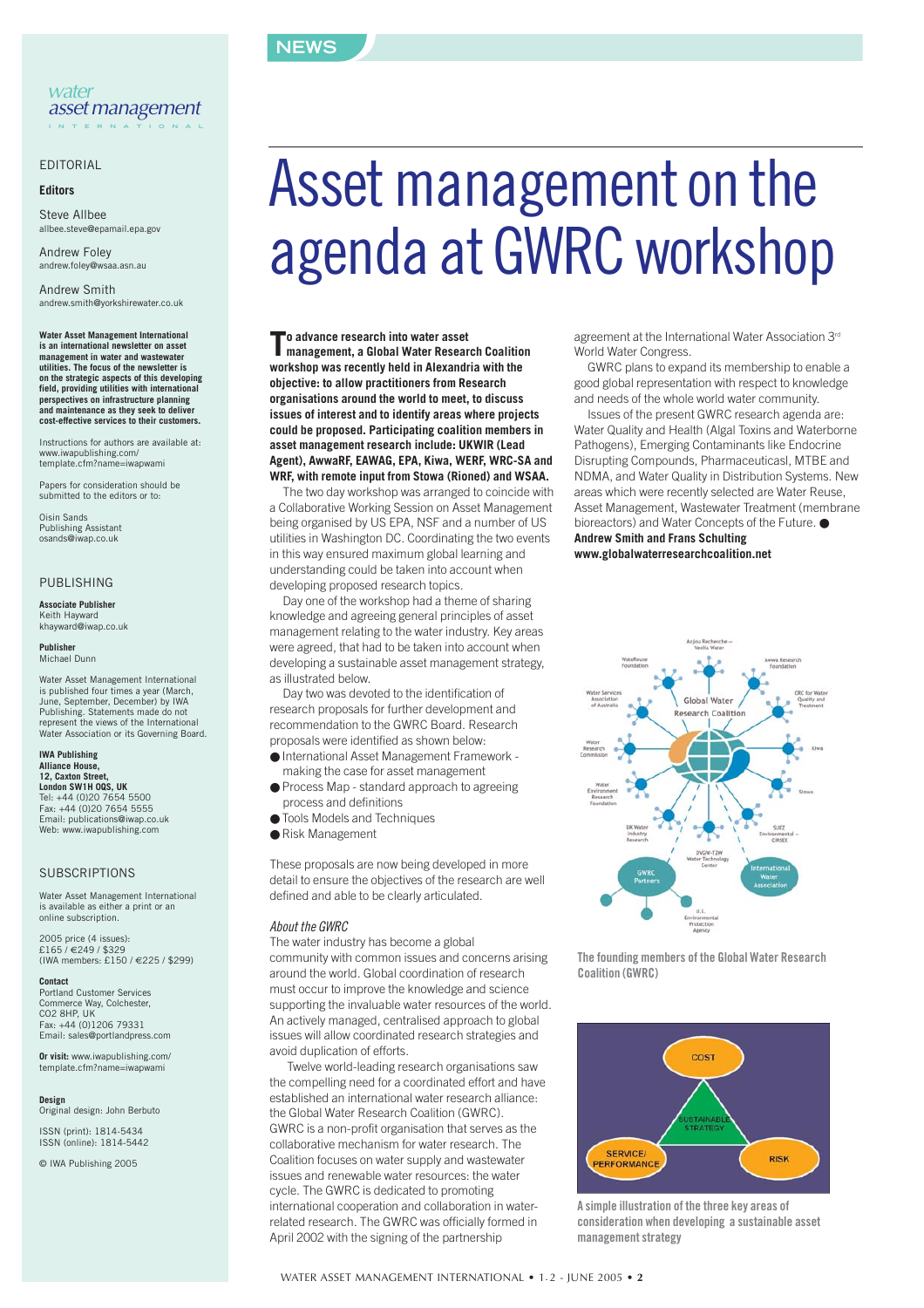NEWS

*water asset management* INTERNATIONAL

EDITORIAL

**Editors**

Steve Allbee
allbee.steve@epamail.epa.gov

Andrew Foley
andrew.foley@wsaa.asn.au

Andrew Smith
andrew.smith@yorkshirewater.co.uk

**Water Asset Management International is an international newsletter on asset management in water and wastewater utilities. The focus of the newsletter is on the strategic aspects of this developing field, providing utilities with international perspectives on infrastructure planning and maintenance as they seek to deliver cost-effective services to their customers.**

Instructions for authors are available at: www.iwapublishing.com/template.cfm?name=iwapwami

Papers for consideration should be submitted to the editors or to:

Oisin Sands
Publishing Assistant
osands@iwap.co.uk

PUBLISHING

**Associate Publisher**
Keith Hayward
khayward@iwap.co.uk

**Publisher**
Michael Dunn

Water Asset Management International is published four times a year (March, June, September, December) by IWA Publishing. Statements made do not represent the views of the International Water Association or its Governing Board.

**IWA Publishing**
**Alliance House,**
**12, Caxton Street,**
**London SW1H 0QS, UK**
Tel: +44 (0)20 7654 5500
Fax: +44 (0)20 7654 5555
Email: publications@iwap.co.uk
Web: www.iwapublishing.com

SUBSCRIPTIONS

Water Asset Management International is available as either a print or an online subscription.

2005 price (4 issues):
£165 / €249 / $329
(IWA members: £150 / €225 / $299)

**Contact**
Portland Customer Services
Commerce Way, Colchester,
CO2 8HP, UK
Fax: +44 (0)1206 79331
Email: sales@portlandpress.com

**Or visit:** www.iwapublishing.com/template.cfm?name=iwapwami

**Design**
Original design: John Berbuto

ISSN (print): 1814-5434
ISSN (online): 1814-5442

© IWA Publishing 2005

# Asset management on the agenda at GWRC workshop

**To advance research into water asset management, a Global Water Research Coalition workshop was recently held in Alexandria with the objective: to allow practitioners from Research organisations around the world to meet, to discuss issues of interest and to identify areas where projects could be proposed. Participating coalition members in asset management research include: UKWIR (Lead Agent), AwwaRF, EAWAG, EPA, Kiwa, WERF, WRC-SA and WRF, with remote input from Stowa (Rioned) and WSAA.**

The two day workshop was arranged to coincide with a Collaborative Working Session on Asset Management being organised by US EPA, NSF and a number of US utilities in Washington DC. Coordinating the two events in this way ensured maximum global learning and understanding could be taken into account when developing proposed research topics.

Day one of the workshop had a theme of sharing knowledge and agreeing general principles of asset management relating to the water industry. Key areas were agreed, that had to be taken into account when developing a sustainable asset management strategy, as illustrated below.

Day two was devoted to the identification of research proposals for further development and recommendation to the GWRC Board. Research proposals were identified as shown below:

- International Asset Management Framework - making the case for asset management
- Process Map - standard approach to agreeing process and definitions
- Tools Models and Techniques
- Risk Management

These proposals are now being developed in more detail to ensure the objectives of the research are well defined and able to be clearly articulated.

*About the GWRC*

The water industry has become a global community with common issues and concerns arising around the world. Global coordination of research must occur to improve the knowledge and science supporting the invaluable water resources of the world. An actively managed, centralised approach to global issues will allow coordinated research strategies and avoid duplication of efforts.

Twelve world-leading research organisations saw the compelling need for a coordinated effort and have established an international water research alliance: the Global Water Research Coalition (GWRC). GWRC is a non-profit organisation that serves as the collaborative mechanism for water research. The Coalition focuses on water supply and wastewater issues and renewable water resources: the water cycle. The GWRC is dedicated to promoting international cooperation and collaboration in water-related research. The GWRC was officially formed in April 2002 with the signing of the partnership agreement at the International Water Association 3rd World Water Congress.

GWRC plans to expand its membership to enable a good global representation with respect to knowledge and needs of the whole world water community.

Issues of the present GWRC research agenda are: Water Quality and Health (Algal Toxins and Waterborne Pathogens), Emerging Contaminants like Endocrine Disrupting Compounds, Pharmaceuticasl, MTBE and NDMA, and Water Quality in Distribution Systems. New areas which were recently selected are Water Reuse, Asset Management, Wastewater Treatment (membrane bioreactors) and Water Concepts of the Future. ●

**Andrew Smith and Frans Schulting**
**www.globalwaterresearchcoalition.net**

The founding members of the Global Water Research Coalition (GWRC)

A simple illustration of the three key areas of consideration when developing a sustainable asset management strategy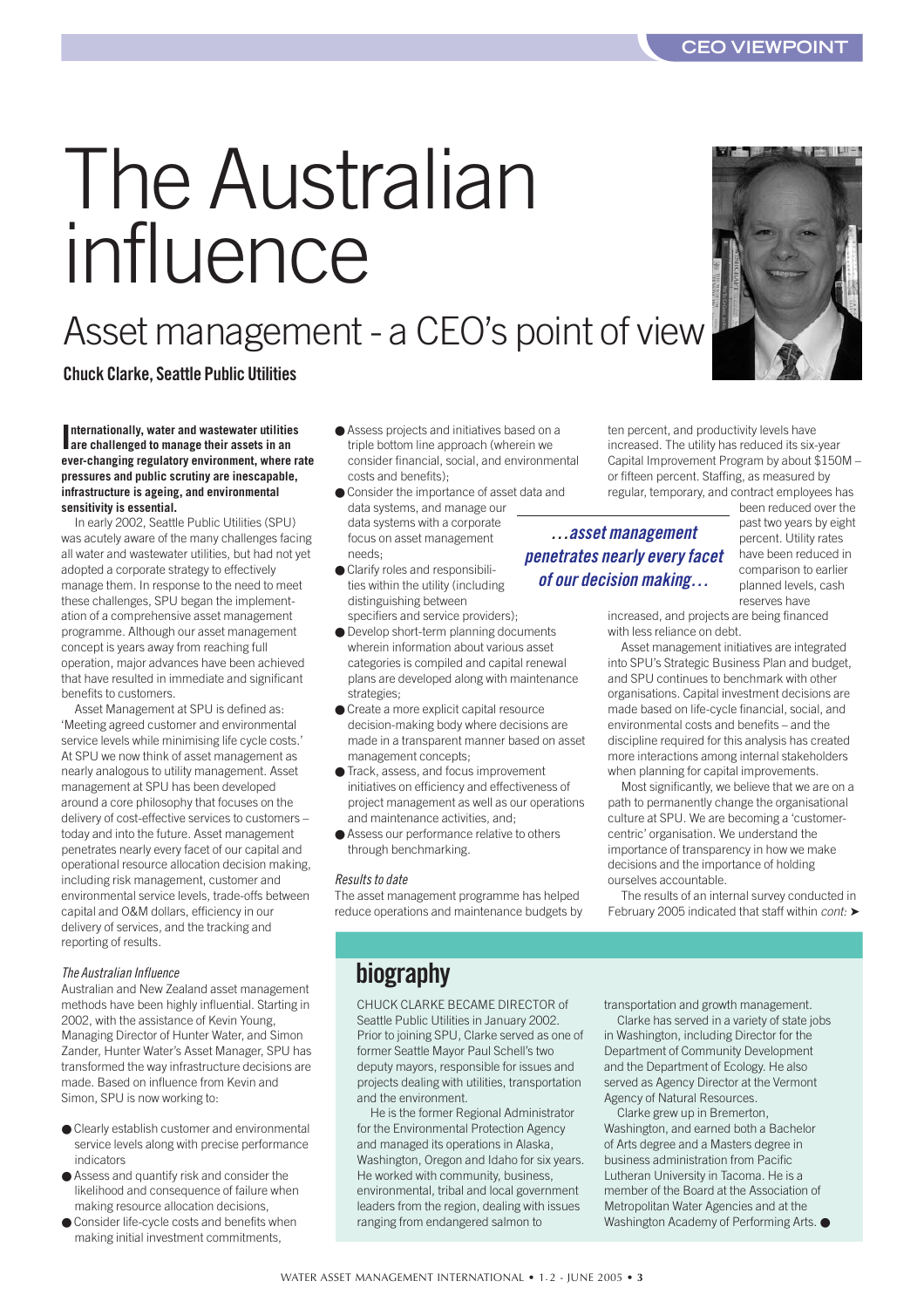# The Australian influence

## Asset management - a CEO's point of view

**Chuck Clarke, Seattle Public Utilities**

**Internationally, water and wastewater utilities are challenged to manage their assets in an ever-changing regulatory environment, where rate pressures and public scrutiny are inescapable, infrastructure is ageing, and environmental sensitivity is essential.**

In early 2002, Seattle Public Utilities (SPU) was acutely aware of the many challenges facing all water and wastewater utilities, but had not yet adopted a corporate strategy to effectively manage them. In response to the need to meet these challenges, SPU began the implementation of a comprehensive asset management programme. Although our asset management concept is years away from reaching full operation, major advances have been achieved that have resulted in immediate and significant benefits to customers.

Asset Management at SPU is defined as: 'Meeting agreed customer and environmental service levels while minimising life cycle costs.' At SPU we now think of asset management as nearly analogous to utility management. Asset management at SPU has been developed around a core philosophy that focuses on the delivery of cost-effective services to customers – today and into the future. Asset management penetrates nearly every facet of our capital and operational resource allocation decision making, including risk management, customer and environmental service levels, trade-offs between capital and O&M dollars, efficiency in our delivery of services, and the tracking and reporting of results.

*The Australian Influence*

Australian and New Zealand asset management methods have been highly influential. Starting in 2002, with the assistance of Kevin Young, Managing Director of Hunter Water, and Simon Zander, Hunter Water's Asset Manager, SPU has transformed the way infrastructure decisions are made. Based on influence from Kevin and Simon, SPU is now working to:

- Clearly establish customer and environmental service levels along with precise performance indicators
- Assess and quantify risk and consider the likelihood and consequence of failure when making resource allocation decisions,
- Consider life-cycle costs and benefits when making initial investment commitments,
- Assess projects and initiatives based on a triple bottom line approach (wherein we consider financial, social, and environmental costs and benefits);
- Consider the importance of asset data and data systems, and manage our data systems with a corporate focus on asset management needs;
- Clarify roles and responsibilities within the utility (including distinguishing between specifiers and service providers);
- Develop short-term planning documents wherein information about various asset categories is compiled and capital renewal plans are developed along with maintenance strategies;
- Create a more explicit capital resource decision-making body where decisions are made in a transparent manner based on asset management concepts;
- Track, assess, and focus improvement initiatives on efficiency and effectiveness of project management as well as our operations and maintenance activities, and;
- Assess our performance relative to others through benchmarking.

*Results to date*

The asset management programme has helped reduce operations and maintenance budgets by ten percent, and productivity levels have increased. The utility has reduced its six-year Capital Improvement Program by about $150M – or fifteen percent. Staffing, as measured by regular, temporary, and contract employees has been reduced over the past two years by eight percent. Utility rates have been reduced in comparison to earlier planned levels, cash reserves have increased, and projects are being financed with less reliance on debt.

> *...asset management penetrates nearly every facet of our decision making...*

Asset management initiatives are integrated into SPU's Strategic Business Plan and budget, and SPU continues to benchmark with other organisations. Capital investment decisions are made based on life-cycle financial, social, and environmental costs and benefits – and the discipline required for this analysis has created more interactions among internal stakeholders when planning for capital improvements.

Most significantly, we believe that we are on a path to permanently change the organisational culture at SPU. We are becoming a 'customer-centric' organisation. We understand the importance of transparency in how we make decisions and the importance of holding ourselves accountable.

The results of an internal survey conducted in February 2005 indicated that staff within *cont:* ➤

## biography

CHUCK CLARKE BECAME DIRECTOR of Seattle Public Utilities in January 2002. Prior to joining SPU, Clarke served as one of former Seattle Mayor Paul Schell's two deputy mayors, responsible for issues and projects dealing with utilities, transportation and the environment.

He is the former Regional Administrator for the Environmental Protection Agency and managed its operations in Alaska, Washington, Oregon and Idaho for six years. He worked with community, business, environmental, tribal and local government leaders from the region, dealing with issues ranging from endangered salmon to transportation and growth management.

Clarke has served in a variety of state jobs in Washington, including Director for the Department of Community Development and the Department of Ecology. He also served as Agency Director at the Vermont Agency of Natural Resources.

Clarke grew up in Bremerton, Washington, and earned both a Bachelor of Arts degree and a Masters degree in business administration from Pacific Lutheran University in Tacoma. He is a member of the Board at the Association of Metropolitan Water Agencies and at the Washington Academy of Performing Arts.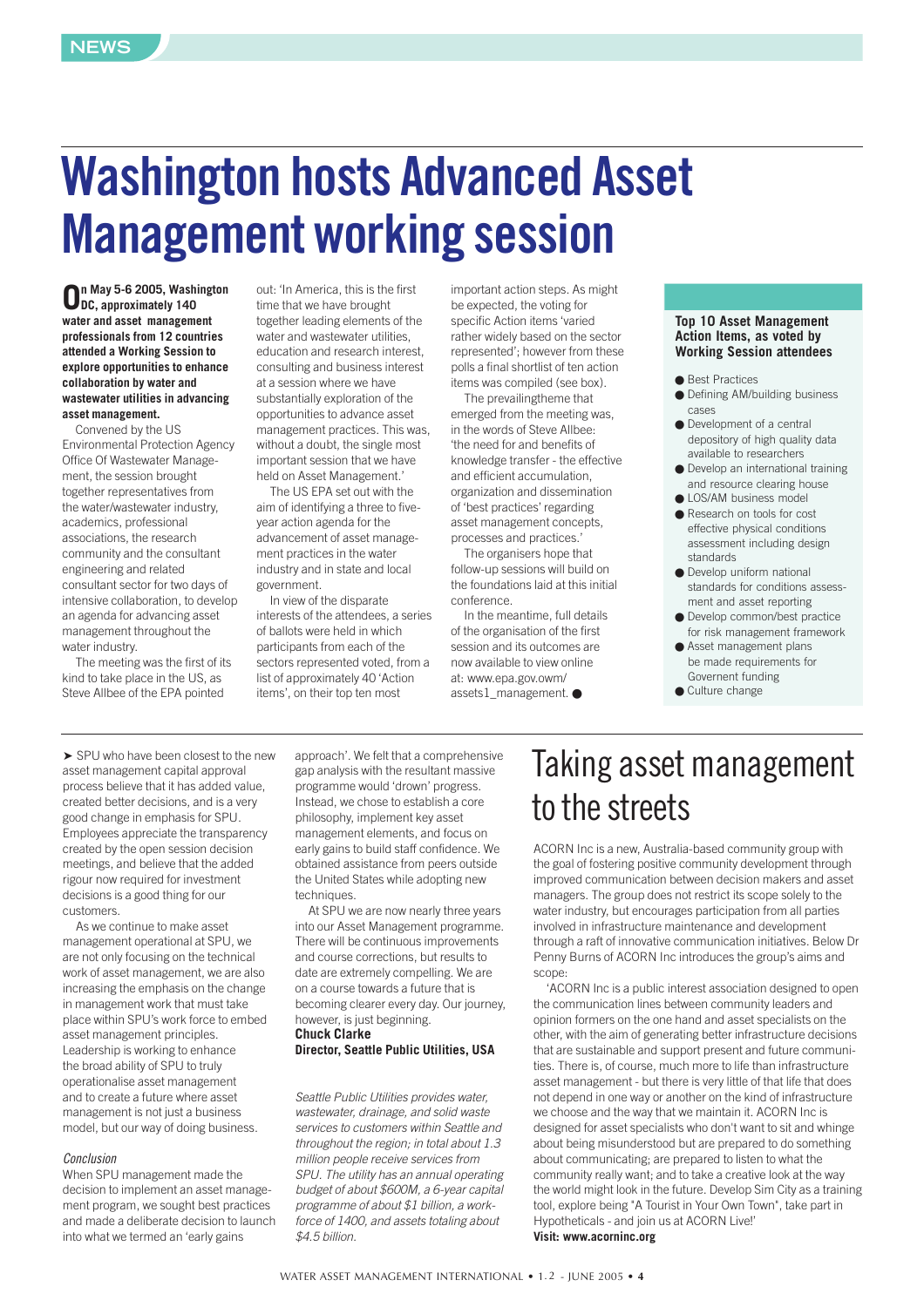# Washington hosts Advanced Asset Management working session

**On May 5-6 2005, Washington DC, approximately 140 water and asset management professionals from 12 countries attended a Working Session to explore opportunities to enhance collaboration by water and wastewater utilities in advancing asset management.**

Convened by the US Environmental Protection Agency Office Of Wastewater Management, the session brought together representatives from the water/wastewater industry, academics, professional associations, the research community and the consultant engineering and related consultant sector for two days of intensive collaboration, to develop an agenda for advancing asset management throughout the water industry.

The meeting was the first of its kind to take place in the US, as Steve Allbee of the EPA pointed out: 'In America, this is the first time that we have brought together leading elements of the water and wastewater utilities, education and research interest, consulting and business interest at a session where we have substantially exploration of the opportunities to advance asset management practices. This was, without a doubt, the single most important session that we have held on Asset Management.'

The US EPA set out with the aim of identifying a three to five-year action agenda for the advancement of asset management practices in the water industry and in state and local government.

In view of the disparate interests of the attendees, a series of ballots were held in which participants from each of the sectors represented voted, from a list of approximately 40 'Action items', on their top ten most important action steps. As might be expected, the voting for specific Action items 'varied rather widely based on the sector represented'; however from these polls a final shortlist of ten action items was compiled (see box).

The prevailingtheme that emerged from the meeting was, in the words of Steve Allbee: 'the need for and benefits of knowledge transfer - the effective and efficient accumulation, organization and dissemination of 'best practices' regarding asset management concepts, processes and practices.'

The organisers hope that follow-up sessions will build on the foundations laid at this initial conference.

In the meantime, full details of the organisation of the first session and its outcomes are now available to view online at: www.epa.gov.owm/assets1_management. ●

### Top 10 Asset Management Action Items, as voted by Working Session attendees

- Best Practices
- Defining AM/building business cases
- Development of a central depository of high quality data available to researchers
- Develop an international training and resource clearing house
- LOS/AM business model
- Research on tools for cost effective physical conditions assessment including design standards
- Develop uniform national standards for conditions assessment and asset reporting
- Develop common/best practice for risk management framework
- Asset management plans be made requirements for Governent funding
- Culture change

---

➤ SPU who have been closest to the new asset management capital approval process believe that it has added value, created better decisions, and is a very good change in emphasis for SPU. Employees appreciate the transparency created by the open session decision meetings, and believe that the added rigour now required for investment decisions is a good thing for our customers.

As we continue to make asset management operational at SPU, we are not only focusing on the technical work of asset management, we are also increasing the emphasis on the change in management work that must take place within SPU's work force to embed asset management principles. Leadership is working to enhance the broad ability of SPU to truly operationalise asset management and to create a future where asset management is not just a business model, but our way of doing business.

*Conclusion*

When SPU management made the decision to implement an asset management program, we sought best practices and made a deliberate decision to launch into what we termed an 'early gains approach'. We felt that a comprehensive gap analysis with the resultant massive programme would 'drown' progress. Instead, we chose to establish a core philosophy, implement key asset management elements, and focus on early gains to build staff confidence. We obtained assistance from peers outside the United States while adopting new techniques.

At SPU we are now nearly three years into our Asset Management programme. There will be continuous improvements and course corrections, but results to date are extremely compelling. We are on a course towards a future that is becoming clearer every day. Our journey, however, is just beginning.

**Chuck Clarke**
**Director, Seattle Public Utilities, USA**

*Seattle Public Utilities provides water, wastewater, drainage, and solid waste services to customers within Seattle and throughout the region; in total about 1.3 million people receive services from SPU. The utility has an annual operating budget of about $600M, a 6-year capital programme of about $1 billion, a workforce of 1400, and assets totaling about $4.5 billion.*

# Taking asset management to the streets

ACORN Inc is a new, Australia-based community group with the goal of fostering positive community development through improved communication between decision makers and asset managers. The group does not restrict its scope solely to the water industry, but encourages participation from all parties involved in infrastructure maintenance and development through a raft of innovative communication initiatives. Below Dr Penny Burns of ACORN Inc introduces the group's aims and scope:

'ACORN Inc is a public interest association designed to open the communication lines between community leaders and opinion formers on the one hand and asset specialists on the other, with the aim of generating better infrastructure decisions that are sustainable and support present and future communities. There is, of course, much more to life than infrastructure asset management - but there is very little of that life that does not depend in one way or another on the kind of infrastructure we choose and the way that we maintain it. ACORN Inc is designed for asset specialists who don't want to sit and whinge about being misunderstood but are prepared to do something about communicating; are prepared to listen to what the community really want; and to take a creative look at the way the world might look in the future. Develop Sim City as a training tool, explore being "A Tourist in Your Own Town", take part in Hypotheticals - and join us at ACORN Live!'

**Visit: www.acorninc.org**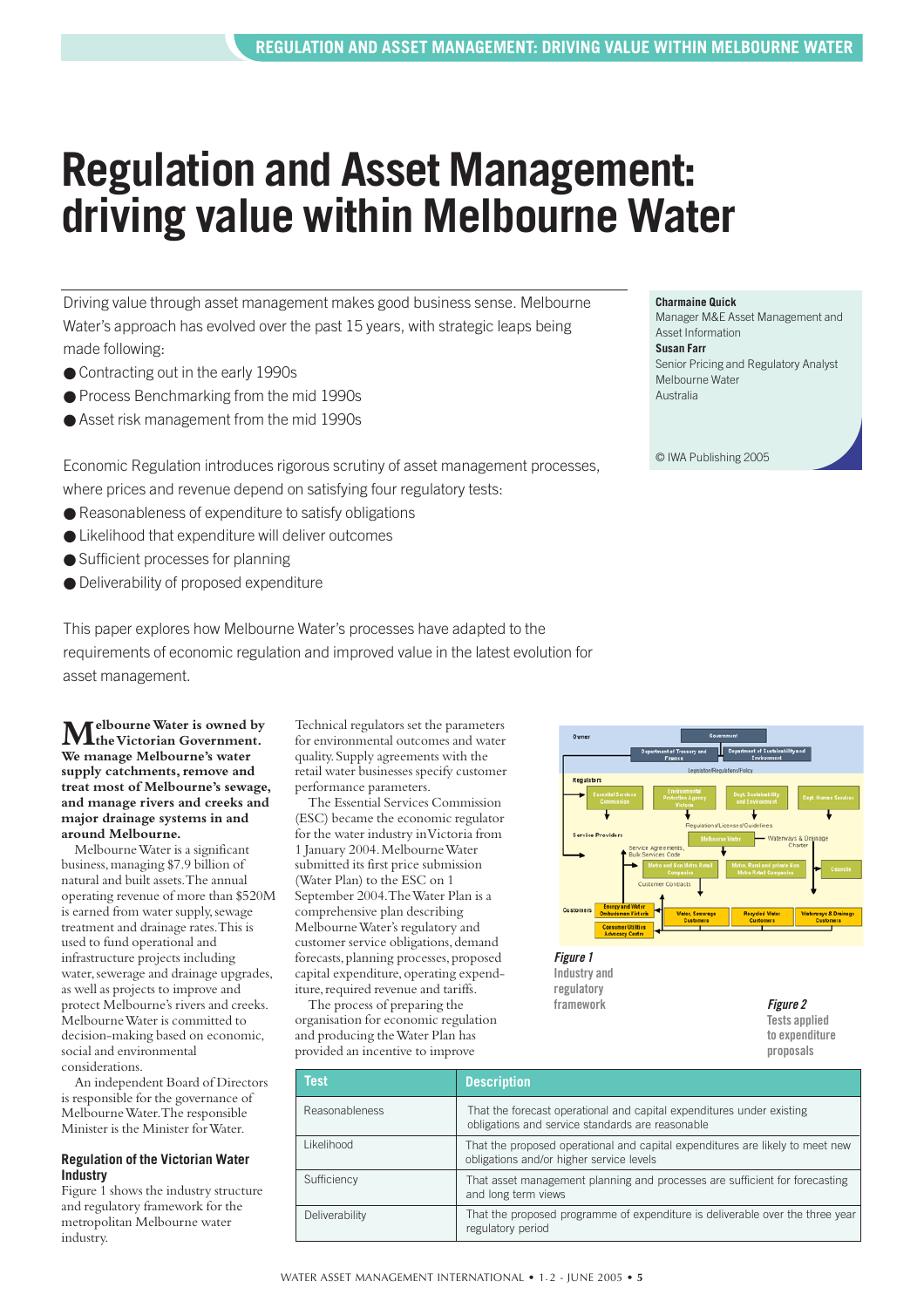# Regulation and Asset Management: driving value within Melbourne Water

Driving value through asset management makes good business sense. Melbourne Water's approach has evolved over the past 15 years, with strategic leaps being made following:

- Contracting out in the early 1990s
- Process Benchmarking from the mid 1990s
- Asset risk management from the mid 1990s

Economic Regulation introduces rigorous scrutiny of asset management processes, where prices and revenue depend on satisfying four regulatory tests:

- Reasonableness of expenditure to satisfy obligations
- Likelihood that expenditure will deliver outcomes
- Sufficient processes for planning
- Deliverability of proposed expenditure

This paper explores how Melbourne Water's processes have adapted to the requirements of economic regulation and improved value in the latest evolution for asset management.

**Charmaine Quick**
Manager M&E Asset Management and Asset Information
**Susan Farr**
Senior Pricing and Regulatory Analyst
Melbourne Water
Australia

© IWA Publishing 2005

**Melbourne Water is owned by the Victorian Government. We manage Melbourne's water supply catchments, remove and treat most of Melbourne's sewage, and manage rivers and creeks and major drainage systems in and around Melbourne.**

Melbourne Water is a significant business, managing $7.9 billion of natural and built assets. The annual operating revenue of more than $520M is earned from water supply, sewage treatment and drainage rates. This is used to fund operational and infrastructure projects including water, sewerage and drainage upgrades, as well as projects to improve and protect Melbourne's rivers and creeks. Melbourne Water is committed to decision-making based on economic, social and environmental considerations.

An independent Board of Directors is responsible for the governance of Melbourne Water. The responsible Minister is the Minister for Water.

### Regulation of the Victorian Water Industry

Figure 1 shows the industry structure and regulatory framework for the metropolitan Melbourne water industry.

Technical regulators set the parameters for environmental outcomes and water quality. Supply agreements with the retail water businesses specify customer performance parameters.

The Essential Services Commission (ESC) became the economic regulator for the water industry in Victoria from 1 January 2004. Melbourne Water submitted its first price submission (Water Plan) to the ESC on 1 September 2004. The Water Plan is a comprehensive plan describing Melbourne Water's regulatory and customer service obligations, demand forecasts, planning processes, proposed capital expenditure, operating expenditure, required revenue and tariffs.

The process of preparing the organisation for economic regulation and producing the Water Plan has provided an incentive to improve

*Figure 1* Industry and regulatory framework

*Figure 2* Tests applied to expenditure proposals

| Test | Description |
|---|---|
| Reasonableness | That the forecast operational and capital expenditures under existing obligations and service standards are reasonable |
| Likelihood | That the proposed operational and capital expenditures are likely to meet new obligations and/or higher service levels |
| Sufficiency | That asset management planning and processes are sufficient for forecasting and long term views |
| Deliverability | That the proposed programme of expenditure is deliverable over the three year regulatory period |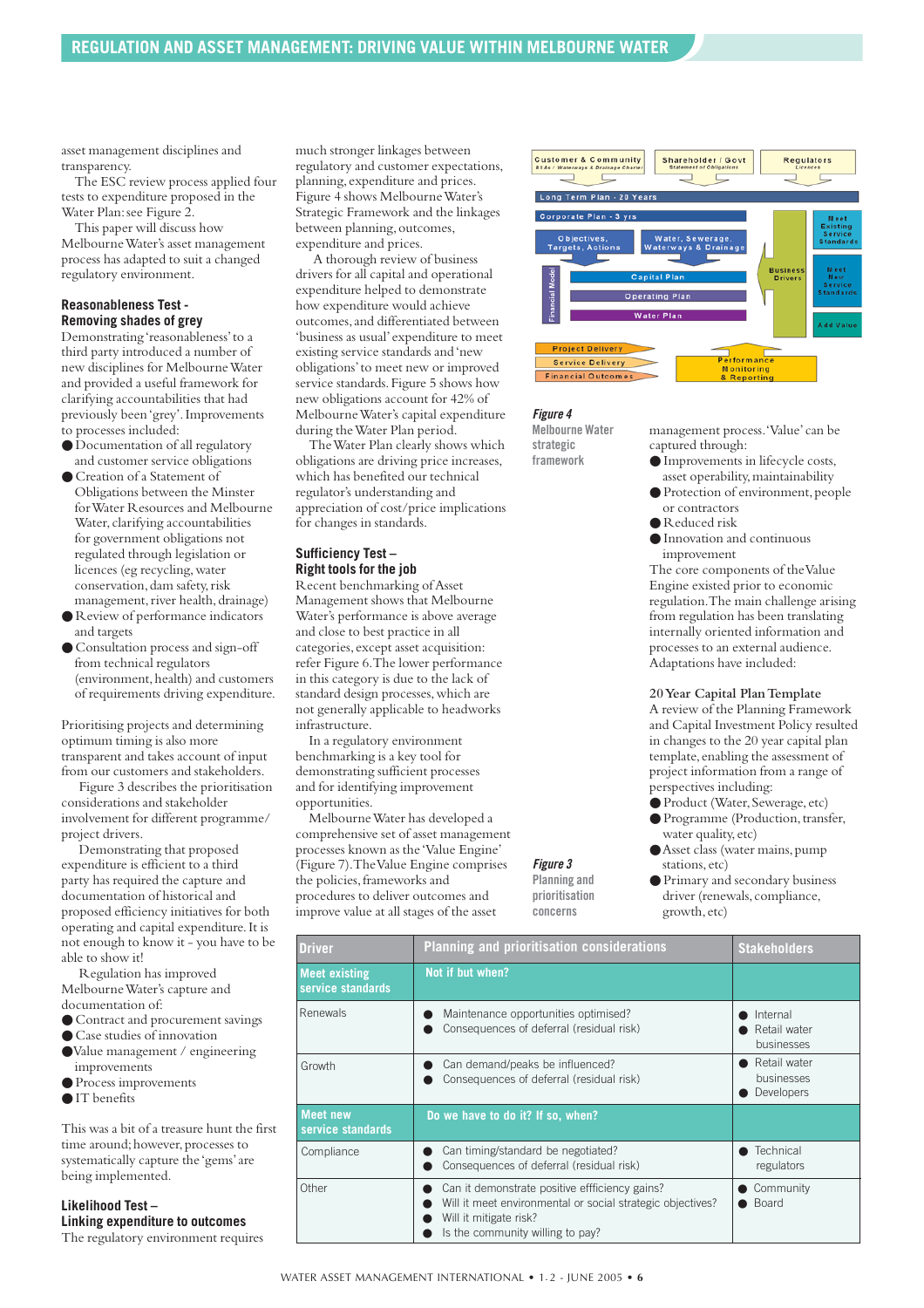asset management disciplines and transparency.

The ESC review process applied four tests to expenditure proposed in the Water Plan: see Figure 2.

This paper will discuss how Melbourne Water's asset management process has adapted to suit a changed regulatory environment.

### Reasonableness Test - Removing shades of grey

Demonstrating 'reasonableness' to a third party introduced a number of new disciplines for Melbourne Water and provided a useful framework for clarifying accountabilities that had previously been 'grey'. Improvements to processes included:

- Documentation of all regulatory and customer service obligations
- Creation of a Statement of Obligations between the Minster for Water Resources and Melbourne Water, clarifying accountabilities for government obligations not regulated through legislation or licences (eg recycling, water conservation, dam safety, risk management, river health, drainage)
- Review of performance indicators and targets
- Consultation process and sign-off from technical regulators (environment, health) and customers of requirements driving expenditure.

Prioritising projects and determining optimum timing is also more transparent and takes account of input from our customers and stakeholders.

Figure 3 describes the prioritisation considerations and stakeholder involvement for different programme/ project drivers.

Demonstrating that proposed expenditure is efficient to a third party has required the capture and documentation of historical and proposed efficiency initiatives for both operating and capital expenditure. It is not enough to know it - you have to be able to show it!

Regulation has improved Melbourne Water's capture and documentation of:

- Contract and procurement savings
- Case studies of innovation
- Value management / engineering improvements
- Process improvements
- IT benefits

This was a bit of a treasure hunt the first time around; however, processes to systematically capture the 'gems' are being implemented.

### Likelihood Test – Linking expenditure to outcomes

The regulatory environment requires much stronger linkages between regulatory and customer expectations, planning, expenditure and prices. Figure 4 shows Melbourne Water's Strategic Framework and the linkages between planning, outcomes, expenditure and prices.

A thorough review of business drivers for all capital and operational expenditure helped to demonstrate how expenditure would achieve outcomes, and differentiated between 'business as usual' expenditure to meet existing service standards and 'new obligations' to meet new or improved service standards. Figure 5 shows how new obligations account for 42% of Melbourne Water's capital expenditure during the Water Plan period.

The Water Plan clearly shows which obligations are driving price increases, which has benefited our technical regulator's understanding and appreciation of cost/price implications for changes in standards.

### Sufficiency Test – Right tools for the job

Recent benchmarking of Asset Management shows that Melbourne Water's performance is above average and close to best practice in all categories, except asset acquisition: refer Figure 6. The lower performance in this category is due to the lack of standard design processes, which are not generally applicable to headworks infrastructure.

In a regulatory environment benchmarking is a key tool for demonstrating sufficient processes and for highlighting improvement opportunities.

Melbourne Water has developed a comprehensive set of asset management processes known as the 'Value Engine' (Figure 7). The Value Engine comprises the policies, frameworks and procedures to deliver outcomes and improve value at all stages of the asset management process. 'Value' can be captured through:

- Improvements in lifecycle costs, asset operability, maintainability
- Protection of environment, people or contractors
- Reduced risk
- Innovation and continuous improvement

The core components of the Value Engine existed prior to economic regulation. The main challenge arising from regulation has been translating internally oriented information and processes to an external audience. Adaptations have included:

#### 20 Year Capital Plan Template

A review of the Planning Framework and Capital Investment Policy resulted in changes to the 20 year capital plan template, enabling the assessment of project information from a range of perspectives including:

- Product (Water, Sewerage, etc)
- Programme (Production, transfer, water quality, etc)
- Asset class (water mains, pump stations, etc)
- Primary and secondary business driver (renewals, compliance, growth, etc)

Customer & Community (EA Act / Waterways & Drainage Charter) | Shareholder / Govt (Statement of Obligations) | Regulators (Licences)

Long Term Plan - 20 Years

Corporate Plan - 3 yrs

Objectives, Targets, Actions | Water, Sewerage, Waterways & Drainage

Financial Model: Capital Plan | Operating Plan | Water Plan

Business Drivers: Meet Existing Service Standards | Meet New Service Standards | Add Value

Project Delivery | Service Delivery | Financial Outcomes → Performance Monitoring & Reporting

*Figure 4* Melbourne Water strategic framework

*Figure 3* Planning and prioritisation concerns

| Driver | Planning and prioritisation considerations | Stakeholders |
|---|---|---|
| **Meet existing service standards** | **Not if but when?** | |
| Renewals | • Maintenance opportunities optimised?<br>• Consequences of deferral (residual risk) | • Internal<br>• Retail water businesses |
| Growth | • Can demand/peaks be influenced?<br>• Consequences of deferral (residual risk) | • Retail water businesses<br>• Developers |
| **Meet new service standards** | **Do we have to do it? If so, when?** | |
| Compliance | • Can timing/standard be negotiated?<br>• Consequences of deferral (residual risk) | • Technical regulators |
| Other | • Can it demonstrate positive effficiency gains?<br>• Will it meet environmental or social strategic objectives?<br>• Will it mitigate risk?<br>• Is the community willing to pay? | • Community<br>• Board |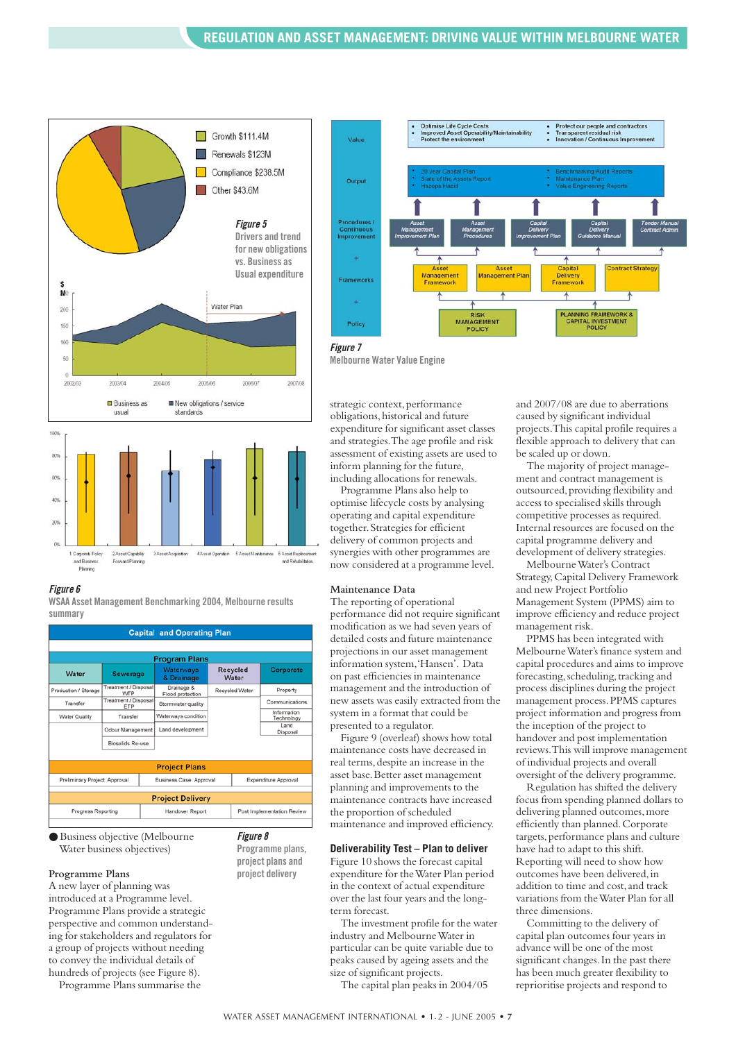## REGULATION AND ASSET MANAGEMENT: DRIVING VALUE WITHIN MELBOURNE WATER

Growth $111.4M
Renewals $123M
Compliance $238.5M
Other $43.6M

*Figure 5*
Drivers and trend for new obligations vs. Business as Usual expenditure

*Figure 6*
WSAA Asset Management Benchmarking 2004, Melbourne results summary

| Capital and Operating Plan | | | | |
|---|---|---|---|---|
| Program Plans | | | | |
| Water | Sewerage | Waterways & Drainage | Recycled Water | Corporate |
| Production / Storage | Treatment / Disposal WTP | Drainage & Flood protection | Recycled Water | Property |
| Transfer | Treatment / Disposal ETP | Stormwater quality | | Communications |
| Water Quality | Transfer | Waterways condition | | Information Technology |
| | Odour Management | Land development | | Land Disposal |
| | Biosolids Re-use | | | |
| Project Plans | | | | |
| Preliminary Project Approval | Business Case Approval | Expenditure Approval | | |
| Project Delivery | | | | |
| Progress Reporting | Handover Report | Post Implementation Review | | |

● Business objective (Melbourne Water business objectives)

*Figure 8*
Programme plans, project plans and project delivery

*Figure 7*
Melbourne Water Value Engine

### Programme Plans

A new layer of planning was introduced at a Programme level. Programme Plans provide a strategic perspective and common understanding for stakeholders and regulators for a group of projects without needing to convey the individual details of hundreds of projects (see Figure 8).

Programme Plans summarise the strategic context, performance obligations, historical and future expenditure for significant asset classes and strategies. The age profile and risk assessment of existing assets are used to inform planning for the future, including allocations for renewals.

Programme Plans also help to optimise lifecycle costs by analysing operating and capital expenditure together. Strategies for efficient delivery of common projects and synergies with other programmes are now considered at a programme level.

### Maintenance Data

The reporting of operational performance did not require significant modification as we had seven years of detailed costs and future maintenance projections in our asset management information system, 'Hansen'. Data on past efficiencies in maintenance management and the introduction of new assets was easily extracted from the system in a format that could be presented to a regulator.

Figure 9 (overleaf) shows how total maintenance costs have decreased in real terms, despite an increase in the asset base. Better asset management planning and improvements to the maintenance contracts have increased the proportion of scheduled maintenance and improved efficiency.

### Deliverability Test – Plan to deliver

Figure 10 shows the forecast capital expenditure for the Water Plan period in the context of actual expenditure over the last four years and the long-term forecast.

The investment profile for the water industry and Melbourne Water in particular can be quite variable due to peaks caused by ageing assets and the size of significant projects.

The capital plan peaks in 2004/05 and 2007/08 are due to aberrations caused by significant individual projects. This capital profile requires a flexible approach to delivery that can be scaled up or down.

The majority of project management and contract management is outsourced, providing flexibility and access to specialised skills through competitive processes as required. Internal resources are focused on the capital programme delivery and development of delivery strategies.

Melbourne Water's Contract Strategy, Capital Delivery Framework and new Project Portfolio Management System (PPMS) aim to improve efficiency and reduce project management risk.

PPMS has been integrated with Melbourne Water's finance system and capital procedures and aims to improve forecasting, scheduling, tracking and process disciplines during the project management process. PPMS captures project information and progress from the inception of the project to handover and post implementation reviews. This will improve management of individual projects and overall oversight of the delivery programme.

Regulation has shifted the delivery focus from spending planned dollars to delivering planned outcomes, more efficiently than planned. Corporate targets, performance plans and culture have had to adapt to this shift. Reporting will need to show how outcomes have been delivered, in addition to time and cost, and track variations from the Water Plan for all three dimensions.

Committing to the delivery of capital plan outcomes four years in advance will be one of the most significant changes. In the past there has been much greater flexibility to reprioritise projects and respond to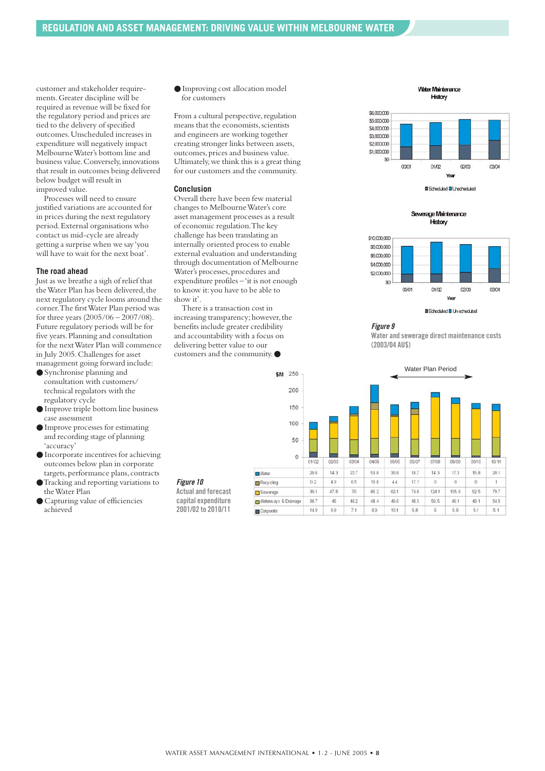## REGULATION AND ASSET MANAGEMENT: DRIVING VALUE WITHIN MELBOURNE WATER

customer and stakeholder requirements. Greater discipline will be required as revenue will be fixed for the regulatory period and prices are tied to the delivery of specified outcomes. Unscheduled increases in expenditure will negatively impact Melbourne Water's bottom line and business value. Conversely, innovations that result in outcomes being delivered below budget will result in improved value.

Processes will need to ensure justified variations are accounted for in prices during the next regulatory period. External organisations who contact us mid-cycle are already getting a surprise when we say 'you will have to wait for the next boat'.

### The road ahead

Just as we breathe a sigh of relief that the Water Plan has been delivered, the next regulatory cycle looms around the corner. The first Water Plan period was for three years (2005/06 – 2007/08). Future regulatory periods will be for five years. Planning and consultation for the next Water Plan will commence in July 2005. Challenges for asset management going forward include:

- Synchronise planning and consultation with customers/ technical regulators with the regulatory cycle
- Improve triple bottom line business case assessment
- Improve processes for estimating and recording stage of planning 'accuracy'
- Incorporate incentives for achieving outcomes below plan in corporate targets, performance plans, contracts
- Tracking and reporting variations to the Water Plan
- Capturing value of efficiencies achieved
- Improving cost allocation model for customers

From a cultural perspective, regulation means that the economists, scientists and engineers are working together creating stronger links between assets, outcomes, prices and business value. Ultimately, we think this is a great thing for our customers and the community.

### Conclusion

Overall there have been few material changes to Melbourne Water's core asset management processes as a result of economic regulation. The key challenge has been translating an internally oriented process to enable external evaluation and understanding through documentation of Melbourne Water's processes, procedures and expenditure profiles – 'it is not enough to know it: you have to be able to show it'.

There is a transaction cost in increasing transparency; however, the benefits include greater credibility and accountability with a focus on delivering better value to our customers and the community.

**Water Maintenance History**

**Sewerage Maintenance History**

*Figure 9*
Water and sewerage direct maintenance costs (2003/04 AU$)

*Figure 10*
Actual and forecast capital expenditure 2001/02 to 2010/11

($M; Water Plan Period: 05/06 – 10/11)

| | 01/02 | 02/03 | 03/04 | 04/05 | 05/06 | 06/07 | 07/08 | 08/09 | 09/10 | 10/11 |
|---|---|---|---|---|---|---|---|---|---|---|
| Water | 20.6 | 14.3 | 22.7 | 53.8 | 30.8 | 18.7 | 14.3 | 17.3 | 15.8 | 20.1 |
| Recycling | 0.2 | 4.9 | 6.5 | 19.8 | 4.4 | 17.1 | 0 | 0 | 0 | 1 |
| Sewerage | 30.1 | 47.8 | 70 | 86.2 | 62.1 | 74.8 | 124.1 | 105.6 | 92.5 | 79.7 |
| Waterways & Drainage | 38.7 | 45 | 46.2 | 48.4 | 49.6 | 48.3 | 50.5 | 49.1 | 49.1 | 54.5 |
| Corporate | 14.9 | 9.9 | 7.1 | 8.9 | 10.1 | 5.8 | 6 | 5.9 | 5.1 | 5.1 |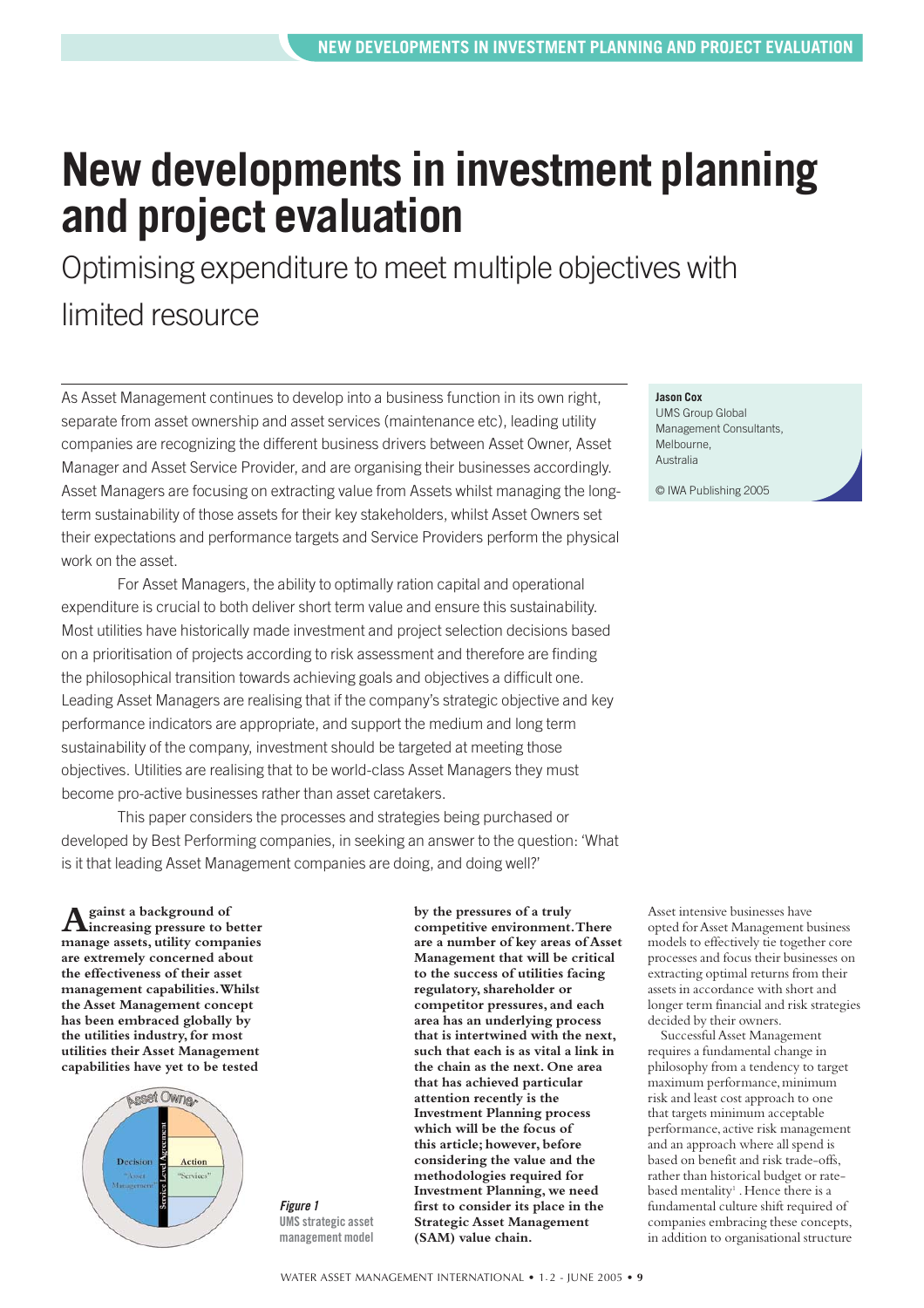# New developments in investment planning and project evaluation

## Optimising expenditure to meet multiple objectives with limited resource

**Jason Cox**
UMS Group Global Management Consultants, Melbourne, Australia

© IWA Publishing 2005

As Asset Management continues to develop into a business function in its own right, separate from asset ownership and asset services (maintenance etc), leading utility companies are recognizing the different business drivers between Asset Owner, Asset Manager and Asset Service Provider, and are organising their businesses accordingly. Asset Managers are focusing on extracting value from Assets whilst managing the long-term sustainability of those assets for their key stakeholders, whilst Asset Owners set their expectations and performance targets and Service Providers perform the physical work on the asset.

For Asset Managers, the ability to optimally ration capital and operational expenditure is crucial to both deliver short term value and ensure this sustainability. Most utilities have historically made investment and project selection decisions based on a prioritisation of projects according to risk assessment and therefore are finding the philosophical transition towards achieving goals and objectives a difficult one. Leading Asset Managers are realising that if the company's strategic objective and key performance indicators are appropriate, and support the medium and long term sustainability of the company, investment should be targeted at meeting those objectives. Utilities are realising that to be world-class Asset Managers they must become pro-active businesses rather than asset caretakers.

This paper considers the processes and strategies being purchased or developed by Best Performing companies, in seeking an answer to the question: 'What is it that leading Asset Management companies are doing, and doing well?'

**Against a background of increasing pressure to better manage assets, utility companies are extremely concerned about the effectiveness of their asset management capabilities. Whilst the Asset Management concept has been embraced globally by the utilities industry, for most utilities their Asset Management capabilities have yet to be tested by the pressures of a truly competitive environment. There are a number of key areas of Asset Management that will be critical to the success of utilities facing regulatory, shareholder or competitor pressures, and each area has an underlying process that is intertwined with the next, such that each is as vital a link in the chain as the next. One area that has achieved particular attention recently is the Investment Planning process which will be the focus of this article; however, before considering the value and the methodologies required for Investment Planning, we need first to consider its place in the Strategic Asset Management (SAM) value chain.**

*Figure 1* UMS strategic asset management model

Asset intensive businesses have opted for Asset Management business models to effectively tie together core processes and focus their businesses on extracting optimal returns from their assets in accordance with short and longer term financial and risk strategies decided by their owners.

Successful Asset Management requires a fundamental change in philosophy from a tendency to target maximum performance, minimum risk and least cost approach to one that targets minimum acceptable performance, active risk management and an approach where all spend is based on benefit and risk trade-offs, rather than historical budget or rate-based mentality[1]. Hence there is a fundamental culture shift required of companies embracing these concepts, in addition to organisational structure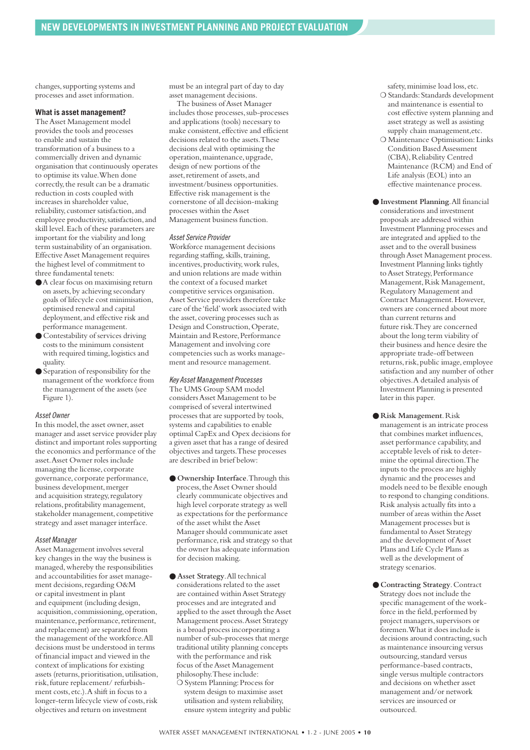changes, supporting systems and processes and asset information.

### What is asset management?

The Asset Management model provides the tools and processes to enable and sustain the transformation of a business to a commercially driven and dynamic organisation that continuously operates to optimise its value. When done correctly, the result can be a dramatic reduction in costs coupled with increases in shareholder value, reliability, customer satisfaction, and employee productivity, satisfaction, and skill level. Each of these parameters are important for the viability and long term sustainability of an organisation. Effective Asset Management requires the highest level of commitment to three fundamental tenets:

- A clear focus on maximising return on assets, by achieving secondary goals of lifecycle cost minimisation, optimised renewal and capital deployment, and effective risk and performance management.
- Contestability of services driving costs to the minimum consistent with required timing, logistics and quality.
- Separation of responsibility for the management of the workforce from the management of the assets (see Figure 1).

*Asset Owner*

In this model, the asset owner, asset manager and asset service provider play distinct and important roles supporting the economics and performance of the asset. Asset Owner roles include managing the license, corporate governance, corporate performance, business development, merger and acquisition strategy, regulatory relations, profitability management, stakeholder management, competitive strategy and asset manager interface.

*Asset Manager*

Asset Management involves several key changes in the way the business is managed, whereby the responsibilities and accountabilities for asset management decisions, regarding O&M or capital investment in plant and equipment (including design, acquisition, commissioning, operation, maintenance, performance, retirement, and replacement) are separated from the management of the workforce. All decisions must be understood in terms of financial impact and viewed in the context of implications for existing assets (returns, prioritisation, utilisation, risk, future replacement/ refurbishment costs, etc.). A shift in focus to a longer-term lifecycle view of costs, risk objectives and return on investment must be an integral part of day to day asset management decisions.

The business of Asset Manager includes those processes, sub-processes and applications (tools) necessary to make consistent, effective and efficient decisions related to the assets. These decisions deal with optimising the operation, maintenance, upgrade, design of new portions of the asset, retirement of assets, and investment/business opportunities. Effective risk management is the cornerstone of all decision-making processes within the Asset Management business function.

*Asset Service Provider*

Workforce management decisions regarding staffing, skills, training, incentives, productivity, work rules, and union relations are made within the context of a focused market competitive services organisation. Asset Service providers therefore take care of the 'field' work associated with the asset, covering processes such as Design and Construction, Operate, Maintain and Restore, Performance Management and involving core competencies such as works management and resource management.

*Key Asset Management Processes*

The UMS Group SAM model considers Asset Management to be comprised of several intertwined processes that are supported by tools, systems and capabilities to enable optimal CapEx and Opex decisions for a given asset that has a range of desired objectives and targets. These processes are described in brief below:

- **Ownership Interface**. Through this process, the Asset Owner should clearly communicate objectives and high level corporate strategy as well as expectations for the performance of the asset whilst the Asset Manager should communicate asset performance, risk and strategy so that the owner has adequate information for decision making.

- **Asset Strategy**. All technical considerations related to the asset are contained within Asset Strategy processes and are integrated and applied to the asset through the Asset Management process. Asset Strategy is a broad process incorporating a number of sub-processes that merge traditional utility planning concepts with the performance and risk focus of the Asset Management philosophy. These include:
  - System Planning: Process for system design to maximise asset utilisation and system reliability, ensure system integrity and public safety, minimise load loss, etc.
  - Standards: Standards development and maintenance is essential to cost effective system planning and asset strategy as well as assisting supply chain management, etc.
  - Maintenance Optimisation: Links Condition Based Assessment (CBA), Reliability Centred Maintenance (RCM) and End of Life analysis (EOL) into an effective maintenance process.

- **Investment Planning**. All financial considerations and investment proposals are addressed within Investment Planning processes and are integrated and applied to the asset and to the overall business through Asset Management process. Investment Planning links tightly to Asset Strategy, Performance Management, Risk Management, Regulatory Management and Contract Management. However, owners are concerned about more than current returns and future risk. They are concerned about the long term viability of their business and hence desire the appropriate trade-off between returns, risk, public image, employee satisfaction and any number of other objectives. A detailed analysis of Investment Planning is presented later in this paper.

- **Risk Management**. Risk management is an intricate process that combines market influences, asset performance capability, and acceptable levels of risk to determine the optimal direction. The inputs to the process are highly dynamic and the processes and models need to be flexible enough to respond to changing conditions. Risk analysis actually fits into a number of areas within the Asset Management processes but is fundamental to Asset Strategy and the development of Asset Plans and Life Cycle Plans as well as the development of strategy scenarios.

- **Contracting Strategy**. Contract Strategy does not include the specific management of the workforce in the field, performed by project managers, supervisors or foremen. What it does include is decisions around contracting, such as maintenance insourcing versus outsourcing, standard versus performance-based contracts, single versus multiple contractors and decisions on whether asset management and/or network services are insourced or outsourced.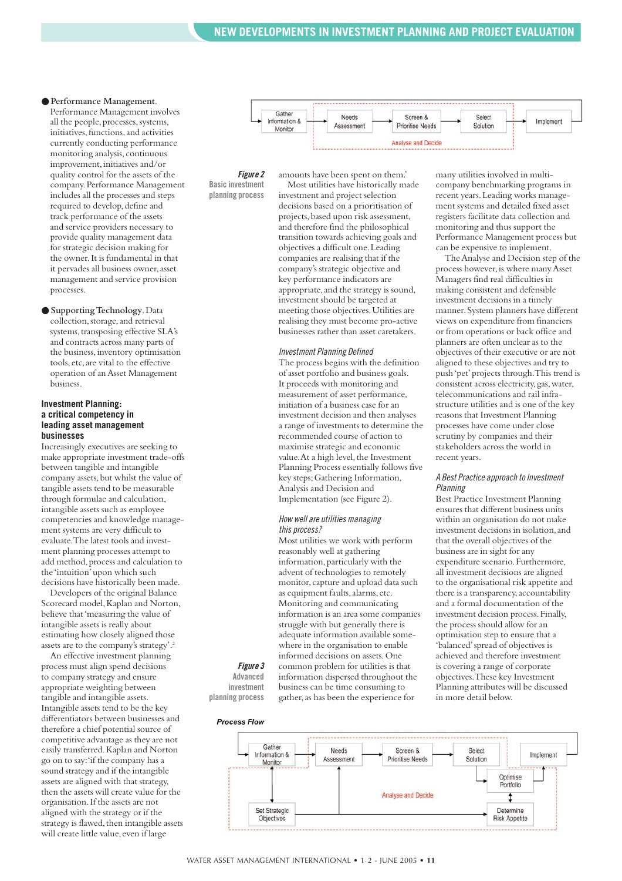- **Performance Management.** Performance Management involves all the people, processes, systems, initiatives, functions, and activities currently conducting performance monitoring analysis, continuous improvement, initiatives and/or quality control for the assets of the company. Performance Management includes all the processes and steps required to develop, define and track performance of the assets and service providers necessary to provide quality management data for strategic decision making for the owner. It is fundamental in that it pervades all business owner, asset management and service provision processes.

- **Supporting Technology.** Data collection, storage, and retrieval systems, transposing effective SLA's and contracts across many parts of the business, inventory optimisation tools, etc, are vital to the effective operation of an Asset Management business.

## Investment Planning: a critical competency in leading asset management businesses

Increasingly executives are seeking to make appropriate investment trade-offs between tangible and intangible company assets, but whilst the value of tangible assets tend to be measurable through formulae and calculation, intangible assets such as employee competencies and knowledge management systems are very difficult to evaluate. The latest tools and investment planning processes attempt to add method, process and calculation to the 'intuition' upon which such decisions have historically been made.

Developers of the original Balance Scorecard model, Kaplan and Norton, believe that 'measuring the value of intangible assets is really about estimating how closely aligned those assets are to the company's strategy'.[2]

An effective investment planning process must align spend decisions to company strategy and ensure appropriate weighting between tangible and intangible assets. Intangible assets tend to be the key differentiators between businesses and therefore a chief potential source of competitive advantage as they are not easily transferred. Kaplan and Norton go on to say: 'if the company has a sound strategy and if the intangible assets are aligned with that strategy, then the assets will create value for the organisation. If the assets are not aligned with the strategy or if the strategy is flawed, then intangible assets will create little value, even if large amounts have been spent on them.'

Most utilities have historically made investment and project selection decisions based on a prioritisation of projects, based upon risk assessment, and therefore find the philosophical transition towards achieving goals and objectives a difficult one. Leading companies are realising that if the company's strategic objective and key performance indicators are appropriate, and the strategy is sound, investment should be targeted at meeting those objectives. Utilities are realising they must become pro-active businesses rather than asset caretakers.

Gather Information & Monitor → Needs Assessment → Screen & Prioritise Needs → Select Solution → Implement (Analyse and Decide)

*Figure 2* Basic investment planning process

### *Investment Planning Defined*

The process begins with the definition of asset portfolio and business goals. It proceeds with monitoring and measurement of asset performance, initiation of a business case for an investment decision and then analyses a range of investments to determine the recommended course of action to maximise strategic and economic value. At a high level, the Investment Planning Process essentially follows five key steps; Gathering Information, Analysis and Decision and Implementation (see Figure 2).

### *How well are utilities managing this process?*

Most utilities we work with perform reasonably well at gathering information, particularly with the advent of technologies to remotely monitor, capture and upload data such as equipment faults, alarms, etc. Monitoring and communicating information is an area some companies struggle with but generally there is adequate information available somewhere in the organisation to enable informed decisions on assets. One common problem for utilities is that information dispersed throughout the business can be time consuming to gather, as has been the experience for many utilities involved in multi-company benchmarking programs in recent years. Leading works management systems and detailed fixed asset registers facilitate data collection and monitoring and thus support the Performance Management process but can be expensive to implement.

The Analyse and Decision step of the process however, is where many Asset Managers find real difficulties in making consistent and defensible investment decisions in a timely manner. System planners have different views on expenditure from financiers or from operations or back office and planners are often unclear as to the objectives of their executive or are not aligned to these objectives and try to push 'pet' projects through. This trend is consistent across electricity, gas, water, telecommunications and rail infrastructure utilities and is one of the key reasons that Investment Planning processes have come under close scrutiny by companies and their stakeholders across the world in recent years.

### *A Best Practice approach to Investment Planning*

Best Practice Investment Planning ensures that different business units within an organisation do not make investment decisions in isolation, and that the overall objectives of the business are in sight for any expenditure scenario. Furthermore, all investment decisions are aligned to the organisational risk appetite and there is a transparency, accountability and a formal documentation of the investment decision process. Finally, the process should allow for an optimisation step to ensure that a 'balanced' spread of objectives is achieved and therefore investment is covering a range of corporate objectives. These key Investment Planning attributes will be discussed in more detail below.

**Process Flow**

Gather Information & Monitor → Needs Assessment → Screen & Prioritise Needs → Select Solution → Implement; Select Solution → Optimise Portfolio ↔ Determine Risk Appetite; Set Strategic Objectives (Analyse and Decide)

*Figure 3* Advanced investment planning process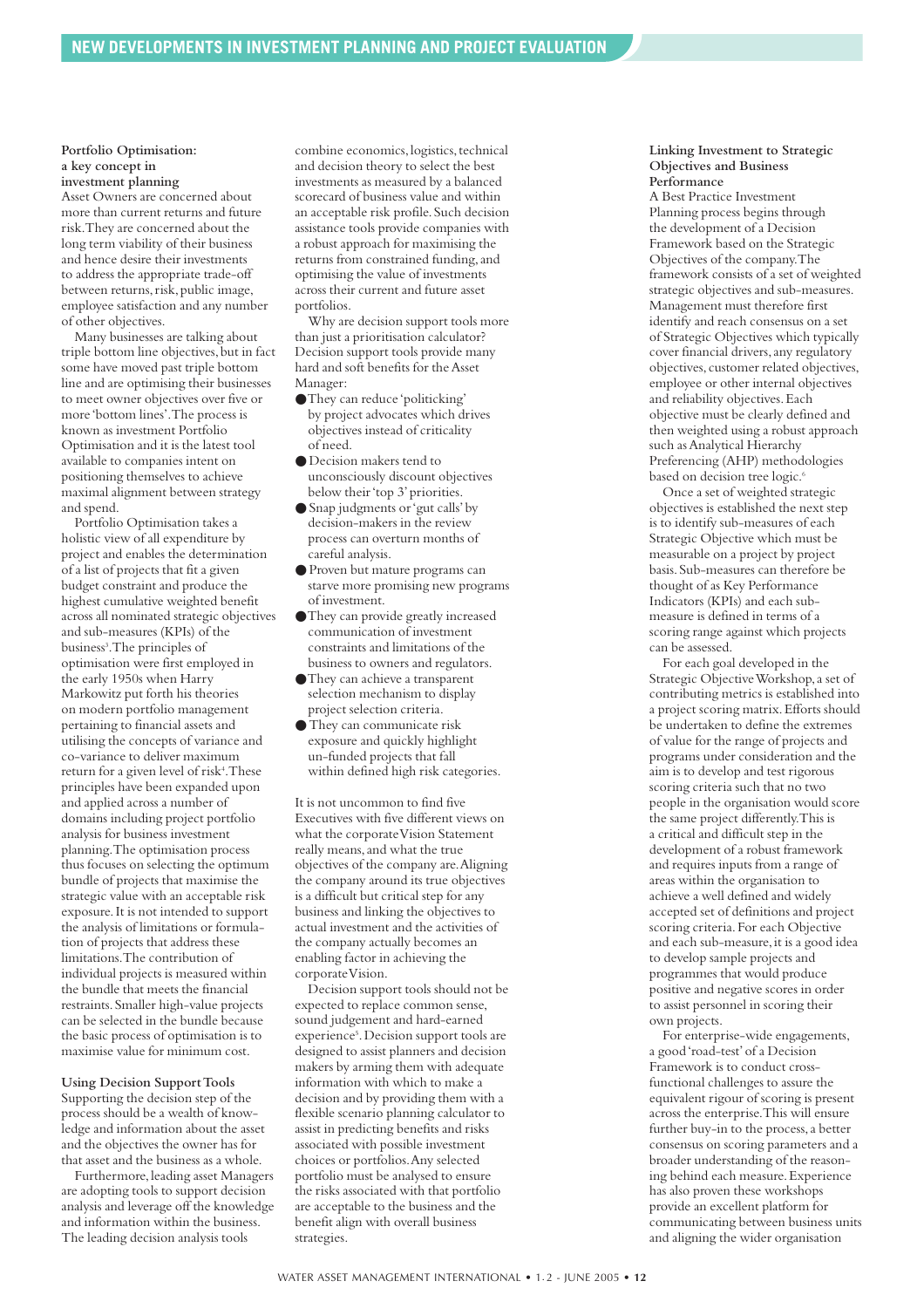### Portfolio Optimisation: a key concept in investment planning

Asset Owners are concerned about more than current returns and future risk. They are concerned about the long term viability of their business and hence desire their investments to address the appropriate trade-off between returns, risk, public image, employee satisfaction and any number of other objectives.

Many businesses are talking about triple bottom line objectives, but in fact some have moved past triple bottom line and are optimising their businesses to meet owner objectives over five or more 'bottom lines'. The process is known as investment Portfolio Optimisation and it is the latest tool available to companies intent on positioning themselves to achieve maximal alignment between strategy and spend.

Portfolio Optimisation takes a holistic view of all expenditure by project and enables the determination of a list of projects that fit a given budget constraint and produce the highest cumulative weighted benefit across all nominated strategic objectives and sub-measures (KPIs) of the business[3]. The principles of optimisation were first employed in the early 1950s when Harry Markowitz put forth his theories on modern portfolio management pertaining to financial assets and utilising the concepts of variance and co-variance to deliver maximum return for a given level of risk[4]. These principles have been expanded upon and applied across a number of domains including project portfolio analysis for business investment planning. The optimisation process thus focuses on selecting the optimum bundle of projects that maximise the strategic value with an acceptable risk exposure. It is not intended to support the analysis of limitations or formulation of projects that address these limitations. The contribution of individual projects is measured within the bundle that meets the financial restraints. Smaller high-value projects can be selected in the bundle because the basic process of optimisation is to maximise value for minimum cost.

### Using Decision Support Tools

Supporting the decision step of the process should be a wealth of knowledge and information about the asset and the objectives the owner has for that asset and the business as a whole.

Furthermore, leading asset Managers are adopting tools to support decision analysis and leverage off the knowledge and information within the business. The leading decision analysis tools combine economics, logistics, technical and decision theory to select the best investments as measured by a balanced scorecard of business value and within an acceptable risk profile. Such decision assistance tools provide companies with a robust approach for maximising the returns from constrained funding, and optimising the value of investments across their current and future asset portfolios.

Why are decision support tools more than just a prioritisation calculator? Decision support tools provide many hard and soft benefits for the Asset Manager:

- They can reduce 'politicking' by project advocates which drives objectives instead of criticality of need.
- Decision makers tend to unconsciously discount objectives below their 'top 3' priorities.
- Snap judgments or 'gut calls' by decision-makers in the review process can overturn months of careful analysis.
- Proven but mature programs can starve more promising new programs of investment.
- They can provide greatly increased communication of investment constraints and limitations of the business to owners and regulators.
- They can achieve a transparent selection mechanism to display project selection criteria.
- They can communicate risk exposure and quickly highlight un-funded projects that fall within defined high risk categories.

It is not uncommon to find five Executives with five different views on what the corporate Vision Statement really means, and what the true objectives of the company are. Aligning the company around its true objectives is a difficult but critical step for any business and linking the objectives to actual investment and the activities of the company actually becomes an enabling factor in achieving the corporate Vision.

Decision support tools should not be expected to replace common sense, sound judgement and hard-earned experience[5]. Decision support tools are designed to assist planners and decision makers by arming them with adequate information with which to make a decision and by providing them with a flexible scenario planning calculator to assist in predicting benefits and risks associated with possible investment choices or portfolios. Any selected portfolio must be analysed to ensure the risks associated with that portfolio are acceptable to the business and the benefit align with overall business strategies.

### Linking Investment to Strategic Objectives and Business Performance

A Best Practice Investment Planning process begins through the development of a Decision Framework based on the Strategic Objectives of the company. The framework consists of a set of weighted strategic objectives and sub-measures. Management must therefore first identify and reach consensus on a set of Strategic Objectives which typically cover financial drivers, any regulatory objectives, customer related objectives, employee or other internal objectives and reliability objectives. Each objective must be clearly defined and then weighted using a robust approach such as Analytical Hierarchy Preferencing (AHP) methodologies based on decision tree logic.[6]

Once a set of weighted strategic objectives is established the next step is to identify sub-measures of each Strategic Objective which must be measurable on a project by project basis. Sub-measures can therefore be thought of as Key Performance Indicators (KPIs) and each sub-measure is defined in terms of a scoring range against which projects can be assessed.

For each goal developed in the Strategic Objective Workshop, a set of contributing metrics is established into a project scoring matrix. Efforts should be undertaken to define the extremes of value for the range of projects and programs under consideration and the aim is to develop and test rigorous scoring criteria such that no two people in the organisation would score the same project differently. This is a critical and difficult step in the development of a robust framework and requires inputs from a range of areas within the organisation to achieve a well defined and widely accepted set of definitions and project scoring criteria. For each Objective and each sub-measure, it is a good idea to develop sample projects and programmes that would produce positive and negative scores in order to assist personnel in scoring their own projects.

For enterprise-wide engagements, a good 'road-test' of a Decision Framework is to conduct cross-functional challenges to assure the equivalent rigour of scoring is present across the enterprise. This will ensure further buy-in to the process, a better consensus on scoring parameters and a broader understanding of the reasoning behind each measure. Experience has also proven these workshops provide an excellent platform for communicating between business units and aligning the wider organisation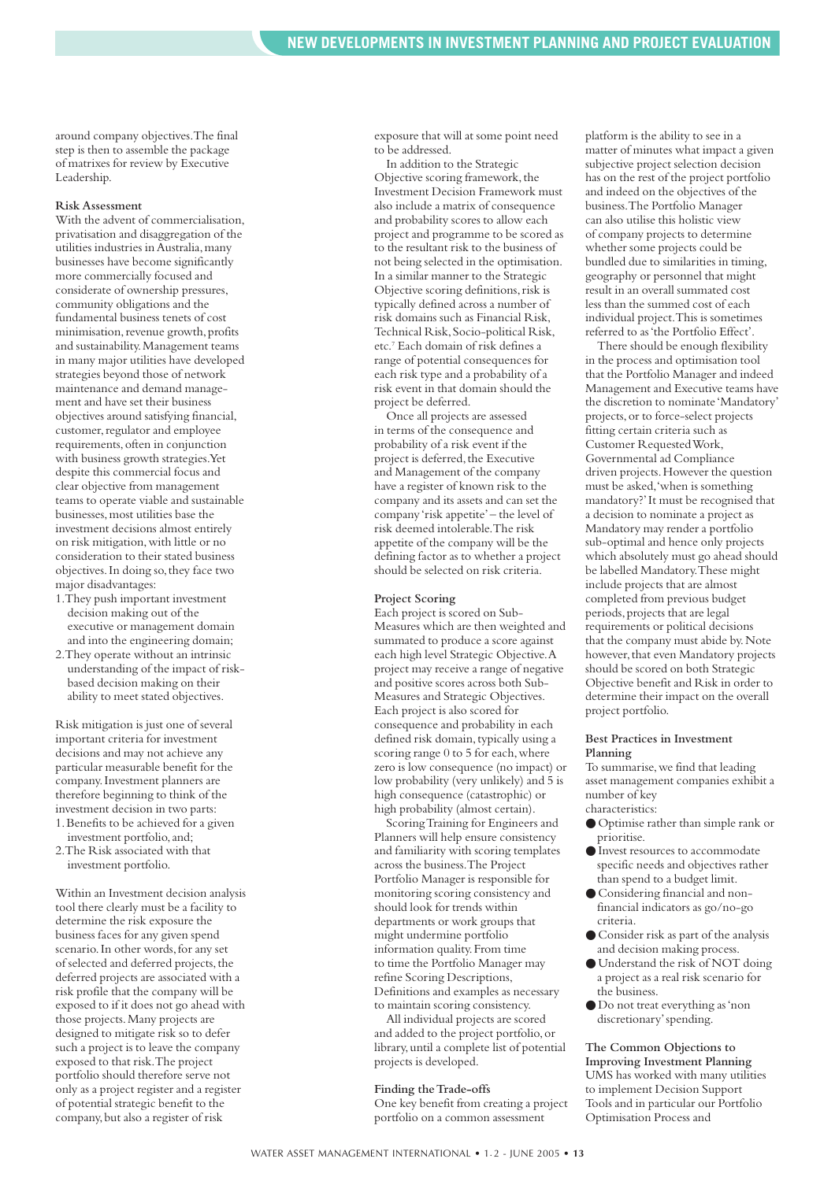around company objectives. The final step is then to assemble the package of matrixes for review by Executive Leadership.

### Risk Assessment

With the advent of commercialisation, privatisation and disaggregation of the utilities industries in Australia, many businesses have become significantly more commercially focused and considerate of ownership pressures, community obligations and the fundamental business tenets of cost minimisation, revenue growth, profits and sustainability. Management teams in many major utilities have developed strategies beyond those of network maintenance and demand management and have set their business objectives around satisfying financial, customer, regulator and employee requirements, often in conjunction with business growth strategies. Yet despite this commercial focus and clear objective from management teams to operate viable and sustainable businesses, most utilities base the investment decisions almost entirely on risk mitigation, with little or no consideration to their stated business objectives. In doing so, they face two major disadvantages:

1. They push important investment decision making out of the executive or management domain and into the engineering domain;
2. They operate without an intrinsic understanding of the impact of risk-based decision making on their ability to meet stated objectives.

Risk mitigation is just one of several important criteria for investment decisions and may not achieve any particular measurable benefit for the company. Investment planners are therefore beginning to think of the investment decision in two parts:

1. Benefits to be achieved for a given investment portfolio, and;
2. The Risk associated with that investment portfolio.

Within an Investment decision analysis tool there clearly must be a facility to determine the risk exposure the business faces for any given spend scenario. In other words, for any set of selected and deferred projects, the deferred projects are associated with a risk profile that the company will be exposed to if it does not go ahead with those projects. Many projects are designed to mitigate risk so to defer such a project is to leave the company exposed to that risk. The project portfolio should therefore serve not only as a project register and a register of potential strategic benefit to the company, but also a register of risk exposure that will at some point need to be addressed.

In addition to the Strategic Objective scoring framework, the Investment Decision Framework must also include a matrix of consequence and probability scores to allow each project and programme to be scored as to the resultant risk to the business of not being selected in the optimisation. In a similar manner to the Strategic Objective scoring definitions, risk is typically defined across a number of risk domains such as Financial Risk, Technical Risk, Socio-political Risk, etc.[7] Each domain of risk defines a range of potential consequences for each risk type and a probability of a risk event in that domain should the project be deferred.

Once all projects are assessed in terms of the consequence and probability of a risk event if the project is deferred, the Executive and Management of the company have a register of known risk to the company and its assets and can set the company 'risk appetite' – the level of risk deemed intolerable. The risk appetite of the company will be the defining factor as to whether a project should be selected on risk criteria.

### Project Scoring

Each project is scored on Sub-Measures which are then weighted and summated to produce a score against each high level Strategic Objective. A project may receive a range of negative and positive scores across both Sub-Measures and Strategic Objectives. Each project is also scored for consequence and probability in each defined risk domain, typically using a scoring range 0 to 5 for each, where zero is low consequence (no impact) or low probability (very unlikely) and 5 is high consequence (catastrophic) or high probability (almost certain).

Scoring Training for Engineers and Planners will help ensure consistency and familiarity with scoring templates across the business. The Project Portfolio Manager is responsible for monitoring scoring consistency and should look for trends within departments or work groups that might undermine portfolio information quality. From time to time the Portfolio Manager may refine Scoring Descriptions, Definitions and examples as necessary to maintain scoring consistency.

All individual projects are scored and added to the project portfolio, or library, until a complete list of potential projects is developed.

### Finding the Trade-offs

One key benefit from creating a project portfolio on a common assessment platform is the ability to see in a matter of minutes what impact a given subjective project selection decision has on the rest of the project portfolio and indeed on the objectives of the business. The Portfolio Manager can also utilise this holistic view of company projects to determine whether some projects could be bundled due to similarities in timing, geography or personnel that might result in an overall summated cost less than the summed cost of each individual project. This is sometimes referred to as 'the Portfolio Effect'.

There should be enough flexibility in the process and optimisation tool that the Portfolio Manager and indeed Management and Executive teams have the discretion to nominate 'Mandatory' projects, or to force-select projects fitting certain criteria such as Customer Requested Work, Governmental ad Compliance driven projects. However the question must be asked, 'when is something mandatory?' It must be recognised that a decision to nominate a project as Mandatory may render a portfolio sub-optimal and hence only projects which absolutely must go ahead should be labelled Mandatory. These might include projects that are almost completed from previous budget periods, projects that are legal requirements or political decisions that the company must abide by. Note however, that even Mandatory projects should be scored on both Strategic Objective benefit and Risk in order to determine their impact on the overall project portfolio.

### Best Practices in Investment Planning

To summarise, we find that leading asset management companies exhibit a number of key characteristics:

- Optimise rather than simple rank or prioritise.
- Invest resources to accommodate specific needs and objectives rather than spend to a budget limit.
- Considering financial and non-financial indicators as go/no-go criteria.
- Consider risk as part of the analysis and decision making process.
- Understand the risk of NOT doing a project as a real risk scenario for the business.
- Do not treat everything as 'non discretionary' spending.

### The Common Objections to Improving Investment Planning

UMS has worked with many utilities to implement Decision Support Tools and in particular our Portfolio Optimisation Process and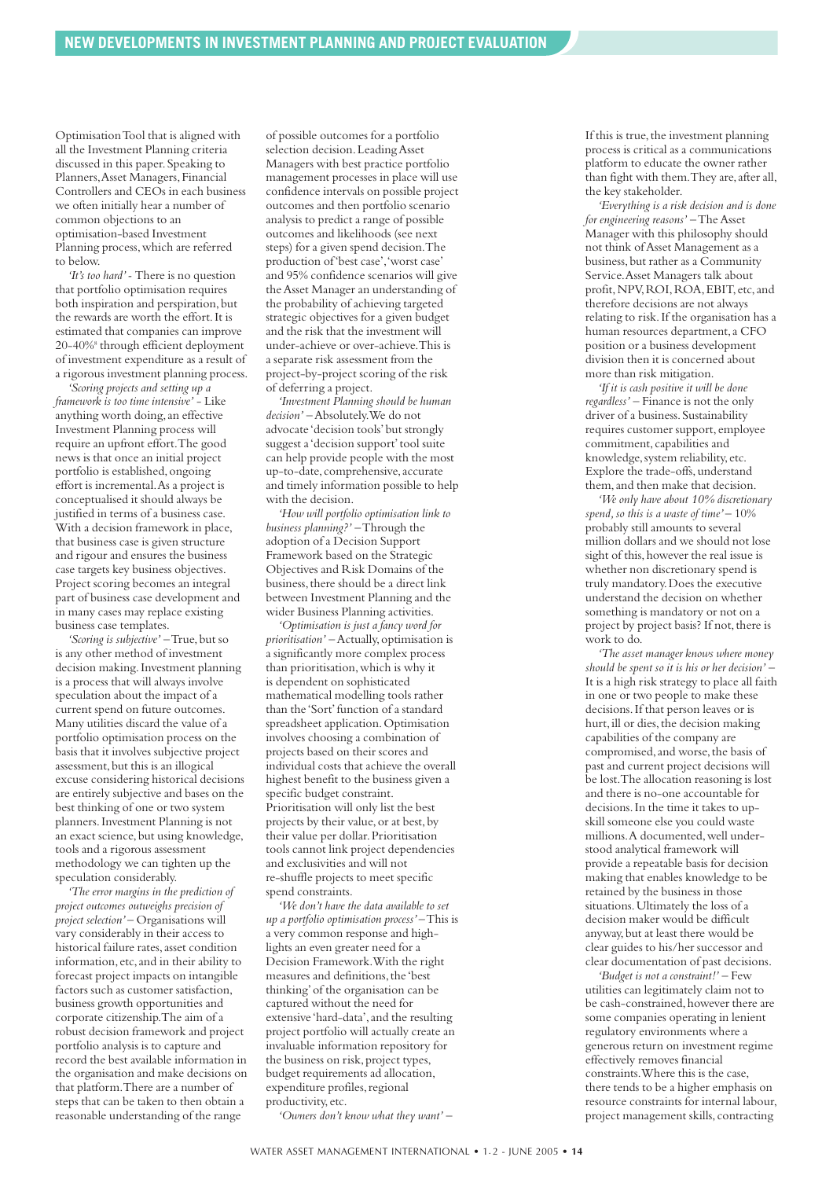Optimisation Tool that is aligned with all the Investment Planning criteria discussed in this paper. Speaking to Planners, Asset Managers, Financial Controllers and CEOs in each business we often initially hear a number of common objections to an optimisation-based Investment Planning process, which are referred to below.

*'It's too hard'* - There is no question that portfolio optimisation requires both inspiration and perspiration, but the rewards are worth the effort. It is estimated that companies can improve 20-40%[8] through efficient deployment of investment expenditure as a result of a rigorous investment planning process.

*'Scoring projects and setting up a framework is too time intensive'* - Like anything worth doing, an effective Investment Planning process will require an upfront effort. The good news is that once an initial project portfolio is established, ongoing effort is incremental. As a project is conceptualised it should always be justified in terms of a business case. With a decision framework in place, that business case is given structure and rigour and ensures the business case targets key business objectives. Project scoring becomes an integral part of business case development and in many cases may replace existing business case templates.

*'Scoring is subjective'* – True, but so is any other method of investment decision making. Investment planning is a process that will always involve speculation about the impact of a current spend on future outcomes. Many utilities discard the value of a portfolio optimisation process on the basis that it involves subjective project assessment, but this is an illogical excuse considering historical decisions are entirely subjective and bases on the best thinking of one or two system planners. Investment Planning is not an exact science, but using knowledge, tools and a rigorous assessment methodology we can tighten up the speculation considerably.

*'The error margins in the prediction of project outcomes outweighs precision of project selection'* – Organisations will vary considerably in their access to historical failure rates, asset condition information, etc, and in their ability to forecast project impacts on intangible factors such as customer satisfaction, business growth opportunities and corporate citizenship. The aim of a robust decision framework and project portfolio analysis is to capture and record the best available information in the organisation and make decisions on that platform. There are a number of steps that can be taken to then obtain a reasonable understanding of the range of possible outcomes for a portfolio selection decision. Leading Asset Managers with best practice portfolio management processes in place will use confidence intervals on possible project outcomes and then portfolio scenario analysis to predict a range of possible outcomes and likelihoods (see next steps) for a given spend decision. The production of 'best case', 'worst case' and 95% confidence scenarios will give the Asset Manager an understanding of the probability of achieving targeted strategic objectives for a given budget and the risk that the investment will under-achieve or over-achieve. This is a separate risk assessment from the project-by-project scoring of the risk of deferring a project.

*'Investment Planning should be human decision'* – Absolutely. We do not advocate 'decision tools' but strongly suggest a 'decision support' tool suite can help provide people with the most up-to-date, comprehensive, accurate and timely information possible to help with the decision.

*'How will portfolio optimisation link to business planning?'* – Through the adoption of a Decision Support Framework based on the Strategic Objectives and Risk Domains of the business, there should be a direct link between Investment Planning and the wider Business Planning activities.

*'Optimisation is just a fancy word for prioritisation'* – Actually, optimisation is a significantly more complex process than prioritisation, which is why it is dependent on sophisticated mathematical modelling tools rather than the 'Sort' function of a standard spreadsheet application. Optimisation involves choosing a combination of projects based on their scores and individual costs that achieve the overall highest benefit to the business given a specific budget constraint. Prioritisation will only list the best projects by their value, or at best, by their value per dollar. Prioritisation tools cannot link project dependencies and exclusivities and will not re-shuffle projects to meet specific spend constraints.

*'We don't have the data available to set up a portfolio optimisation process'* – This is a very common response and highlights an even greater need for a Decision Framework. With the right measures and definitions, the 'best thinking' of the organisation can be captured without the need for extensive 'hard-data', and the resulting project portfolio will actually create an invaluable information repository for the business on risk, project types, budget requirements ad allocation, expenditure profiles, regional productivity, etc.

*'Owners don't know what they want'* – If this is true, the investment planning process is critical as a communications platform to educate the owner rather than fight with them. They are, after all, the key stakeholder.

*'Everything is a risk decision and is done for engineering reasons'* – The Asset Manager with this philosophy should not think of Asset Management as a business, but rather as a Community Service. Asset Managers talk about profit, NPV, ROI, ROA, EBIT, etc, and therefore decisions are not always relating to risk. If the organisation has a human resources department, a CFO position or a business development division then it is concerned about more than risk mitigation.

*'If it is cash positive it will be done regardless'* – Finance is not the only driver of a business. Sustainability requires customer support, employee commitment, capabilities and knowledge, system reliability, etc. Explore the trade-offs, understand them, and then make that decision.

*'We only have about 10% discretionary spend, so this is a waste of time'* – 10% probably still amounts to several million dollars and we should not lose sight of this, however the real issue is whether non discretionary spend is truly mandatory. Does the executive understand the decision on whether something is mandatory or not on a project by project basis? If not, there is work to do.

*'The asset manager knows where money should be spent so it is his or her decision'* – It is a high risk strategy to place all faith in one or two people to make these decisions. If that person leaves or is hurt, ill or dies, the decision making capabilities of the company are compromised, and worse, the basis of past and current project decisions will be lost. The allocation reasoning is lost and there is no-one accountable for decisions. In the time it takes to up-skill someone else you could waste millions. A documented, well understood analytical framework will provide a repeatable basis for decision making that enables knowledge to be retained by the business in those situations. Ultimately the loss of a decision maker would be difficult anyway, but at least there would be clear guides to his/her successor and clear documentation of past decisions.

*'Budget is not a constraint!'* – Few utilities can legitimately claim not to be cash-constrained, however there are some companies operating in lenient regulatory environments where a generous return on investment regime effectively removes financial constraints. Where this is the case, there tends to be a higher emphasis on resource constraints for internal labour, project management skills, contracting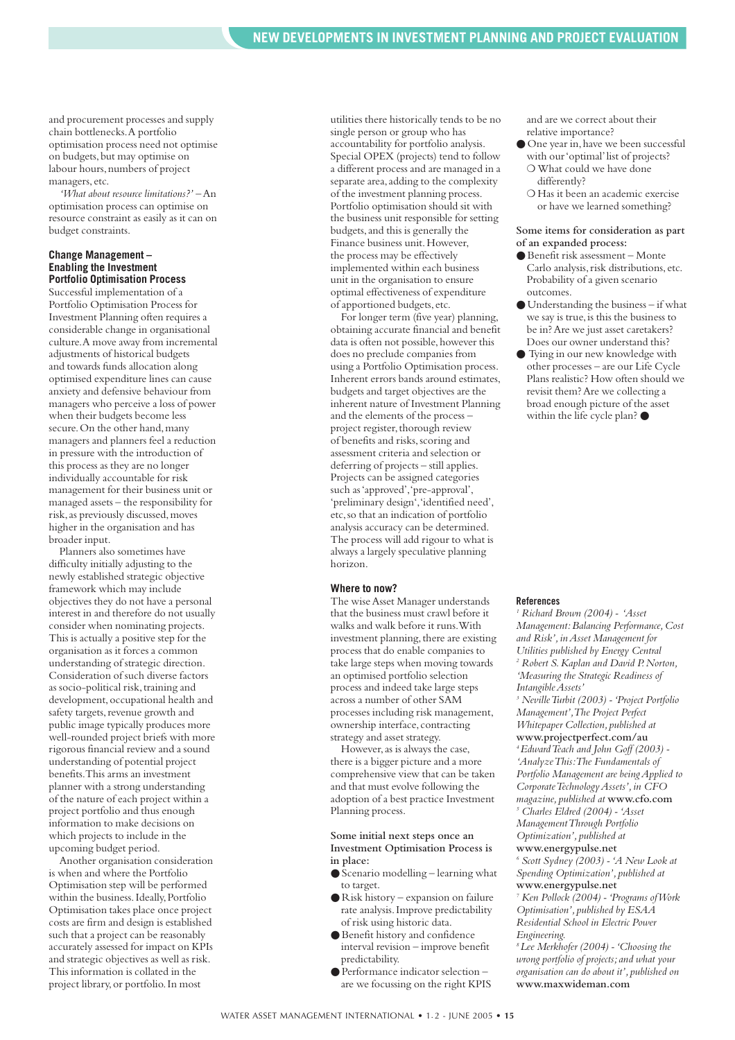and procurement processes and supply chain bottlenecks. A portfolio optimisation process need not optimise on budgets, but may optimise on labour hours, numbers of project managers, etc.

*'What about resource limitations?'* – An optimisation process can optimise on resource constraint as easily as it can on budget constraints.

### Change Management – Enabling the Investment Portfolio Optimisation Process

Successful implementation of a Portfolio Optimisation Process for Investment Planning often requires a considerable change in organisational culture. A move away from incremental adjustments of historical budgets and towards funds allocation along optimised expenditure lines can cause anxiety and defensive behaviour from managers who perceive a loss of power when their budgets become less secure. On the other hand, many managers and planners feel a reduction in pressure with the introduction of this process as they are no longer individually accountable for risk management for their business unit or managed assets – the responsibility for risk, as previously discussed, moves higher in the organisation and has broader input.

Planners also sometimes have difficulty initially adjusting to the newly established strategic objective framework which may include objectives they do not have a personal interest in and therefore do not usually consider when nominating projects. This is actually a positive step for the organisation as it forces a common understanding of strategic direction. Consideration of such diverse factors as socio-political risk, training and development, occupational health and safety targets, revenue growth and public image typically produces more well-rounded project briefs with more rigorous financial review and a sound understanding of potential project benefits. This arms an investment planner with a strong understanding of the nature of each project within a project portfolio and thus enough information to make decisions on which projects to include in the upcoming budget period.

Another organisation consideration is when and where the Portfolio Optimisation step will be performed within the business. Ideally, Portfolio Optimisation takes place once project costs are firm and design is established such that a project can be reasonably accurately assessed for impact on KPIs and strategic objectives as well as risk. This information is collated in the project library, or portfolio. In most utilities there historically tends to be no single person or group who has accountability for portfolio analysis. Special OPEX (projects) tend to follow a different process and are managed in a separate area, adding to the complexity of the investment planning process. Portfolio optimisation should sit with the business unit responsible for setting budgets, and this is generally the Finance business unit. However, the process may be effectively implemented within each business unit in the organisation to ensure optimal effectiveness of expenditure of apportioned budgets, etc.

For longer term (five year) planning, obtaining accurate financial and benefit data is often not possible, however this does no preclude companies from using a Portfolio Optimisation process. Inherent errors bands around estimates, budgets and target objectives are the inherent nature of Investment Planning and the elements of the process – project register, thorough review of benefits and risks, scoring and assessment criteria and selection or deferring of projects – still applies. Projects can be assigned categories such as 'approved', 'pre-approval', 'preliminary design', 'identified need', etc, so that an indication of portfolio analysis accuracy can be determined. The process will add rigour to what is always a largely speculative planning horizon.

### Where to now?

The wise Asset Manager understands that the business must crawl before it walks and walk before it runs. With investment planning, there are existing process that do enable companies to take large steps when moving towards an optimised portfolio selection process and indeed take large steps across a number of other SAM processes including risk management, ownership interface, contracting strategy and asset strategy.

However, as is always the case, there is a bigger picture and a more comprehensive view that can be taken and that must evolve following the adoption of a best practice Investment Planning process.

**Some initial next steps once an Investment Optimisation Process is in place:**

- Scenario modelling – learning what to target.
- Risk history – expansion on failure rate analysis. Improve predictability of risk using historic data.
- Benefit history and confidence interval revision – improve benefit predictability.
- Performance indicator selection – are we focussing on the right KPIS and are we correct about their relative importance?
- One year in, have we been successful with our 'optimal' list of projects?
  - What could we have done differently?
  - Has it been an academic exercise or have we learned something?

**Some items for consideration as part of an expanded process:**

- Benefit risk assessment – Monte Carlo analysis, risk distributions, etc. Probability of a given scenario outcomes.
- Understanding the business – if what we say is true, is this the business to be in? Are we just asset caretakers? Does our owner understand this?
- Tying in our new knowledge with other processes – are our Life Cycle Plans realistic? How often should we revisit them? Are we collecting a broad enough picture of the asset within the life cycle plan? ●

### References

[1] *Richard Brown (2004) - 'Asset Management: Balancing Performance, Cost and Risk', in Asset Management for Utilities published by Energy Central*

[2] *Robert S. Kaplan and David P. Norton, 'Measuring the Strategic Readiness of Intangible Assets'*

[3] *Neville Turbit (2003) - 'Project Portfolio Management', The Project Perfect Whitepaper Collection, published at* **www.projectperfect.com/au**

[4] *Edward Teach and John Goff (2003) - 'Analyze This: The Fundamentals of Portfolio Management are being Applied to Corporate Technology Assets', in CFO magazine, published at* **www.cfo.com**

[5] *Charles Eldred (2004) - 'Asset Management Through Portfolio Optimization', published at* **www.energypulse.net**

[6] *Scott Sydney (2003) - 'A New Look at Spending Optimization', published at* **www.energypulse.net**

[7] *Ken Pollock (2004) - 'Programs of Work Optimisation', published by ESAA Residential School in Electric Power Engineering.*

[8] *Lee Merkhofer (2004) - 'Choosing the wrong portfolio of projects; and what your organisation can do about it', published on* **www.maxwideman.com**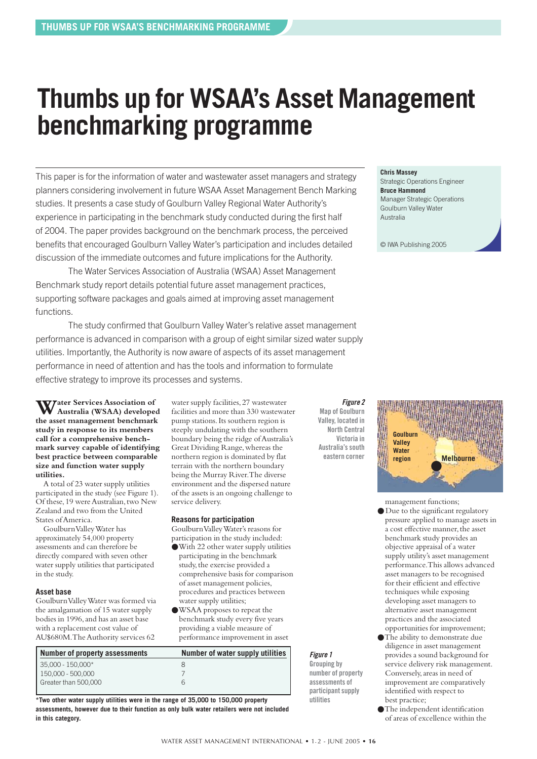# Thumbs up for WSAA's Asset Management benchmarking programme

This paper is for the information of water and wastewater asset managers and strategy planners considering involvement in future WSAA Asset Management Bench Marking studies. It presents a case study of Goulburn Valley Regional Water Authority's experience in participating in the benchmark study conducted during the first half of 2004. The paper provides background on the benchmark process, the perceived benefits that encouraged Goulburn Valley Water's participation and includes detailed discussion of the immediate outcomes and future implications for the Authority.

The Water Services Association of Australia (WSAA) Asset Management Benchmark study report details potential future asset management practices, supporting software packages and goals aimed at improving asset management functions.

The study confirmed that Goulburn Valley Water's relative asset management performance is advanced in comparison with a group of eight similar sized water supply utilities. Importantly, the Authority is now aware of aspects of its asset management performance in need of attention and has the tools and information to formulate effective strategy to improve its processes and systems.

**Chris Massey**
Strategic Operations Engineer
**Bruce Hammond**
Manager Strategic Operations
Goulburn Valley Water
Australia

© IWA Publishing 2005

**Water Services Association of Australia (WSAA) developed the asset management benchmark study in response to its members call for a comprehensive benchmark survey capable of identifying best practice between comparable size and function water supply utilities.**

A total of 23 water supply utilities participated in the study (see Figure 1). Of these, 19 were Australian, two New Zealand and two from the United States of America.

Goulburn Valley Water has approximately 54,000 property assessments and can therefore be directly compared with seven other water supply utilities that participated in the study.

### Asset base

Goulburn Valley Water was formed via the amalgamation of 15 water supply bodies in 1996, and has an asset base with a replacement cost value of AU$680M. The Authority services 62 water supply facilities, 27 wastewater facilities and more than 330 wastewater pump stations. Its southern region is steeply undulating with the southern boundary being the ridge of Australia's Great Dividing Range, whereas the northern region is dominated by flat terrain with the northern boundary being the Murray River. The diverse environment and the dispersed nature of the assets is an ongoing challenge to service delivery.

| Number of property assessments | Number of water supply utilities |
|---|---|
| 35,000 - 150,000* | 8 |
| 150,000 - 500,000 | 7 |
| Greater than 500,000 | 6 |

**\*Two other water supply utilities were in the range of 35,000 to 150,000 property assessments, however due to their function as only bulk water retailers were not included in this category.**

*Figure 1* Grouping by number of property assessments of participant supply utilities

### Reasons for participation

Goulburn Valley Water's reasons for participation in the study included:

- With 22 other water supply utilities participating in the benchmark study, the exercise provided a comprehensive basis for comparison of asset management policies, procedures and practices between water supply utilities;
- WSAA proposes to repeat the benchmark study every five years providing a viable measure of performance improvement in asset management functions;
- Due to the significant regulatory pressure applied to manage assets in a cost effective manner, the asset benchmark study provides an objective appraisal of a water supply utility's asset management performance. This allows advanced asset managers to be recognised for their efficient and effective techniques while exposing developing asset managers to alternative asset management practices and the associated opportunities for improvement;
- The ability to demonstrate due diligence in asset management provides a sound background for service delivery risk management. Conversely, areas in need of improvement are comparatively identified with respect to best practice;
- The independent identification of areas of excellence within the

*Figure 2* Map of Goulburn Valley, located in North Central Victoria in Australia's south eastern corner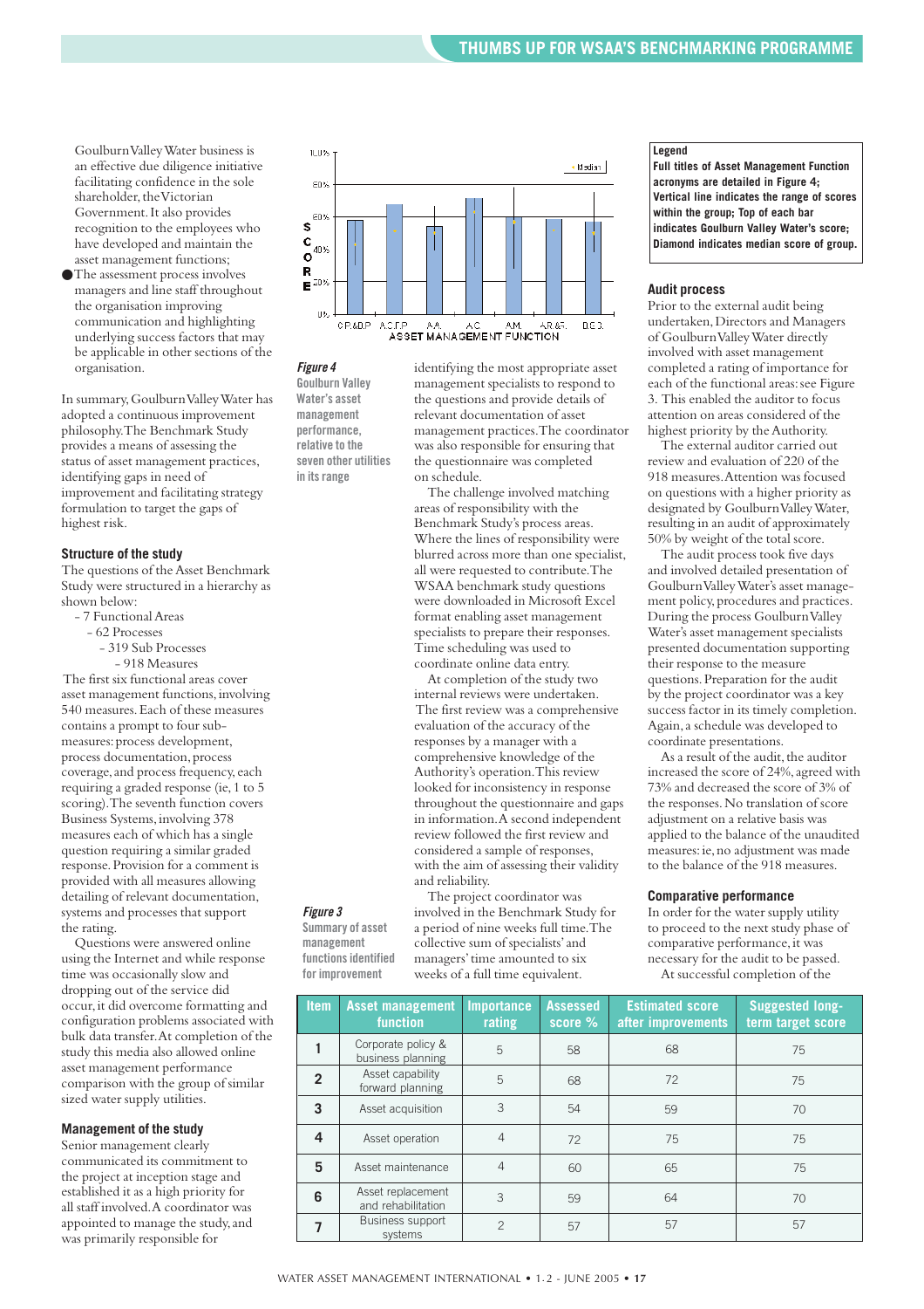Goulburn Valley Water business is an effective due diligence initiative facilitating confidence in the sole shareholder, the Victorian Government. It also provides recognition to the employees who have developed and maintain the asset management functions;

- The assessment process involves managers and line staff throughout the organisation improving communication and highlighting underlying success factors that may be applicable in other sections of the organisation.

In summary, Goulburn Valley Water has adopted a continuous improvement philosophy. The Benchmark Study provides a means of assessing the status of asset management practices, identifying gaps in need of improvement and facilitating strategy formulation to target the gaps of highest risk.

### Structure of the study

The questions of the Asset Benchmark Study were structured in a hierarchy as shown below:

- 7 Functional Areas
  - 62 Processes
    - 319 Sub Processes
      - 918 Measures

The first six functional areas cover asset management functions, involving 540 measures. Each of these measures contains a prompt to four sub-measures: process development, process documentation, process coverage, and process frequency, each requiring a graded response (ie, 1 to 5 scoring). The seventh function covers Business Systems, involving 378 measures each of which has a single question requiring a similar graded response. Provision for a comment is provided with all measures allowing detailing of relevant documentation, systems and processes that support the rating.

Questions were answered online using the Internet and while response time was occasionally slow and dropping out of the service did occur, it did overcome formatting and configuration problems associated with bulk data transfer. At completion of the study this media also allowed online asset management performance comparison with the group of similar sized water supply utilities.

### Management of the study

Senior management clearly communicated its commitment to the project at inception stage and established it as a high priority for all staff involved. A coordinator was appointed to manage the study, and was primarily responsible for identifying the most appropriate asset management specialists to respond to the questions and provide details of relevant documentation of asset management practices. The coordinator was also responsible for ensuring that the questionnaire was completed on schedule.

The challenge involved matching areas of responsibility with the Benchmark Study's process areas. Where the lines of responsibility were blurred across more than one specialist, all were requested to contribute. The WSAA benchmark study questions were downloaded in Microsoft Excel format enabling asset management specialists to prepare their responses. Time scheduling was used to coordinate online data entry.

At completion of the study two internal reviews were undertaken. The first review was a comprehensive evaluation of the accuracy of the responses by a manager with a comprehensive knowledge of the Authority's operation. This review looked for inconsistency in response throughout the questionnaire and gaps in information. A second independent review followed the first review and considered a sample of responses, with the aim of assessing their validity and reliability.

The project coordinator was involved in the Benchmark Study for a period of nine weeks full time. The collective sum of specialists' and managers' time amounted to six weeks of a full time equivalent.

***Figure 4***
**Goulburn Valley Water's asset management performance, relative to the seven other utilities in its range**

**Legend**
**Full titles of Asset Management Function acronyms are detailed in Figure 4; Vertical line indicates the range of scores within the group; Top of each bar indicates Goulburn Valley Water's score; Diamond indicates median score of group.**

### Audit process

Prior to the external audit being undertaken, Directors and Managers of Goulburn Valley Water directly involved with asset management completed a rating of importance for each of the functional areas: see Figure 3. This enabled the auditor to focus attention on areas considered of the highest priority by the Authority.

The external auditor carried out review and evaluation of 220 of the 918 measures. Attention was focused on questions with a higher priority as designated by Goulburn Valley Water, resulting in an audit of approximately 50% by weight of the total score.

The audit process took five days and involved detailed presentation of Goulburn Valley Water's asset management policy, procedures and practices. During the process Goulburn Valley Water's asset management specialists presented documentation supporting their response to the measure questions. Preparation for the audit by the project coordinator was a key success factor in its timely completion. Again, a schedule was developed to coordinate presentations.

As a result of the audit, the auditor increased the score of 24%, agreed with 73% and decreased the score of 3% of the responses. No translation of score adjustment on a relative basis was applied to the balance of the unaudited measures: ie, no adjustment was made to the balance of the 918 measures.

### Comparative performance

In order for the water supply utility to proceed to the next study phase of comparative performance, it was necessary for the audit to be passed.

At successful completion of the

***Figure 3***
**Summary of asset management functions identified for improvement**

| Item | Asset management function | Importance rating | Assessed score % | Estimated score after improvements | Suggested long-term target score |
|---|---|---|---|---|---|
| 1 | Corporate policy & business planning | 5 | 58 | 68 | 75 |
| 2 | Asset capability forward planning | 5 | 68 | 72 | 75 |
| 3 | Asset acquisition | 3 | 54 | 59 | 70 |
| 4 | Asset operation | 4 | 72 | 75 | 75 |
| 5 | Asset maintenance | 4 | 60 | 65 | 75 |
| 6 | Asset replacement and rehabilitation | 3 | 59 | 64 | 70 |
| 7 | Business support systems | 2 | 57 | 57 | 57 |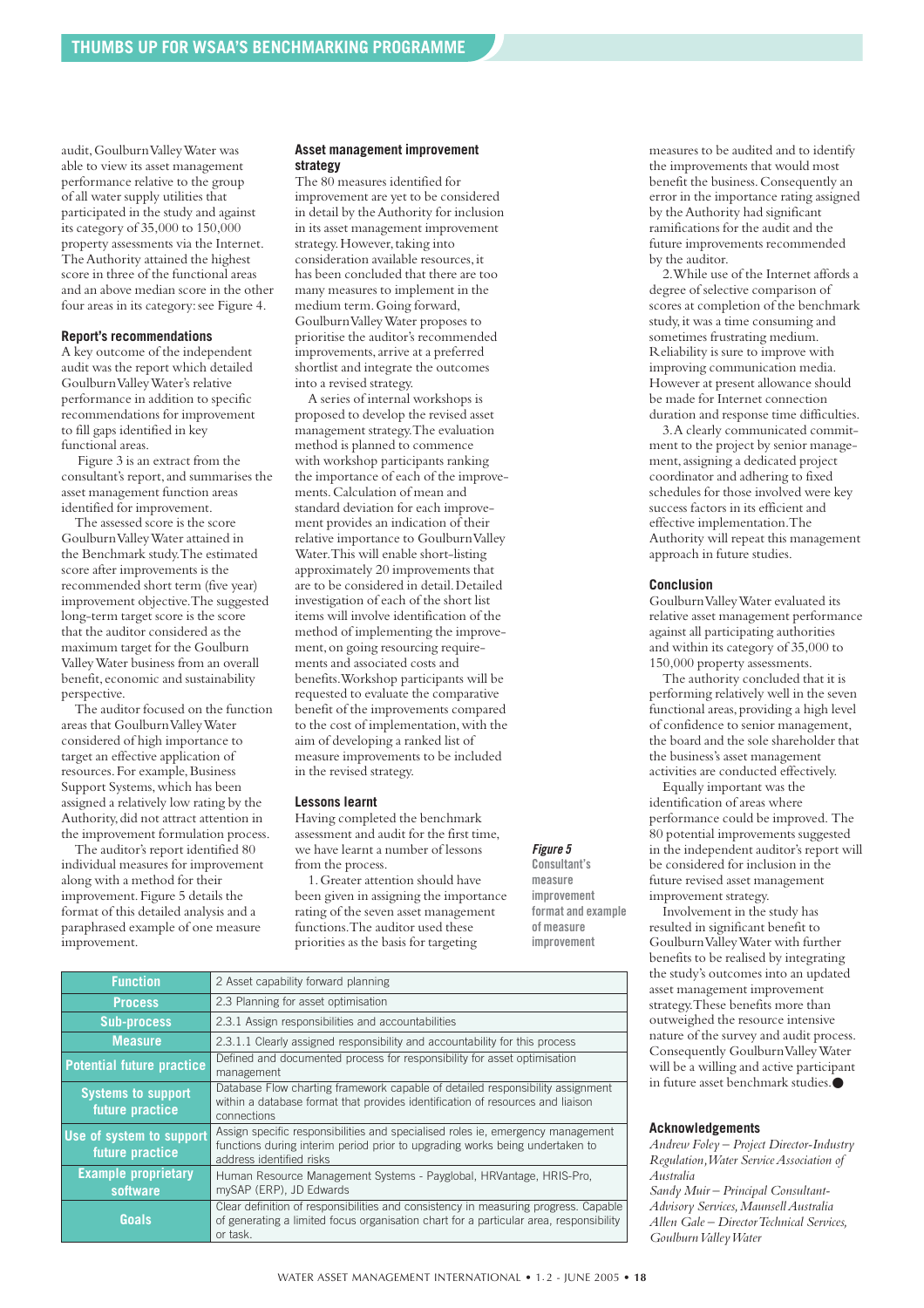audit, Goulburn Valley Water was able to view its asset management performance relative to the group of all water supply utilities that participated in the study and against its category of 35,000 to 150,000 property assessments via the Internet. The Authority attained the highest score in three of the functional areas and an above median score in the other four areas in its category: see Figure 4.

### Report's recommendations

A key outcome of the independent audit was the report which detailed Goulburn Valley Water's relative performance in addition to specific recommendations for improvement to fill gaps identified in key functional areas.

Figure 3 is an extract from the consultant's report, and summarises the asset management function areas identified for improvement.

The assessed score is the score Goulburn Valley Water attained in the Benchmark study. The estimated score after improvements is the recommended short term (five year) improvement objective. The suggested long-term target score is the score that the auditor considered as the maximum target for the Goulburn Valley Water business from an overall benefit, economic and sustainability perspective.

The auditor focused on the function areas that Goulburn Valley Water considered of high importance to target an effective application of resources. For example, Business Support Systems, which has been assigned a relatively low rating by the Authority, did not attract attention in the improvement formulation process.

The auditor's report identified 80 individual measures for improvement along with a method for their improvement. Figure 5 details the format of this detailed analysis and a paraphrased example of one measure improvement.

### Asset management improvement strategy

The 80 measures identified for improvement are yet to be considered in detail by the Authority for inclusion in its asset management improvement strategy. However, taking into consideration available resources, it has been concluded that there are too many measures to implement in the medium term. Going forward, Goulburn Valley Water proposes to prioritise the auditor's recommended improvements, arrive at a preferred shortlist and integrate the outcomes into a revised strategy.

A series of internal workshops is proposed to develop the revised asset management strategy. The evaluation method is planned to commence with workshop participants ranking the importance of each of the improvements. Calculation of mean and standard deviation for each improvement provides an indication of their relative importance to Goulburn Valley Water. This will enable short-listing approximately 20 improvements that are to be considered in detail. Detailed investigation of each of the short list items will involve identification of the method of implementing the improvement, on going resourcing requirements and associated costs and benefits. Workshop participants will be requested to evaluate the comparative benefit of the improvements compared to the cost of implementation, with the aim of developing a ranked list of measure improvements to be included in the revised strategy.

### Lessons learnt

Having completed the benchmark assessment and audit for the first time, we have learnt a number of lessons from the process.

1. Greater attention should have been given in assigning the importance rating of the seven asset management functions. The auditor used these priorities as the basis for targeting measures to be audited and to identify the improvements that would most benefit the business. Consequently an error in the importance rating assigned by the Authority had significant ramifications for the audit and the future improvements recommended by the auditor.

2. While use of the Internet affords a degree of selective comparison of scores at completion of the benchmark study, it was a time consuming and sometimes frustrating medium. Reliability is sure to improve with improving communication media. However at present allowance should be made for Internet connection duration and response time difficulties.

3. A clearly communicated commitment to the project by senior management, assigning a dedicated project coordinator and adhering to fixed schedules for those involved were key success factors in its efficient and effective implementation. The Authority will repeat this management approach in future studies.

### Conclusion

Goulburn Valley Water evaluated its relative asset management performance against all participating authorities and within its category of 35,000 to 150,000 property assessments.

The authority concluded that it is performing relatively well in the seven functional areas, providing a high level of confidence to senior management, the board and the sole shareholder that the business's asset management activities are conducted effectively.

Equally important was the identification of areas where performance could be improved. The 80 potential improvements suggested in the independent auditor's report will be considered for inclusion in the future revised asset management improvement strategy.

Involvement in the study has resulted in significant benefit to Goulburn Valley Water with further benefits to be realised by integrating the study's outcomes into an updated asset management improvement strategy. These benefits more than outweighed the resource intensive nature of the survey and audit process. Consequently Goulburn Valley Water will be a willing and active participant in future asset benchmark studies. ●

***Figure 5*** **Consultant's measure improvement format and example of measure improvement**

| Function | 2 Asset capability forward planning |
|---|---|
| Process | 2.3 Planning for asset optimisation |
| Sub-process | 2.3.1 Assign responsibilities and accountabilities |
| Measure | 2.3.1.1 Clearly assigned responsibility and accountability for this process |
| Potential future practice | Defined and documented process for responsibility for asset optimisation management |
| Systems to support future practice | Database Flow charting framework capable of detailed responsibility assignment within a database format that provides identification of resources and liaison connections |
| Use of system to support future practice | Assign specific responsibilities and specialised roles ie, emergency management functions during interim period prior to upgrading works being undertaken to address identified risks |
| Example proprietary software | Human Resource Management Systems - Payglobal, HRVantage, HRIS-Pro, mySAP (ERP), JD Edwards |
| Goals | Clear definition of responsibilities and consistency in measuring progress. Capable of generating a limited focus organisation chart for a particular area, responsibility or task. |

### Acknowledgements

*Andrew Foley – Project Director-Industry Regulation, Water Service Association of Australia*
*Sandy Muir – Principal Consultant-Advisory Services, Maunsell Australia*
*Allen Gale – Director Technical Services, Goulburn Valley Water*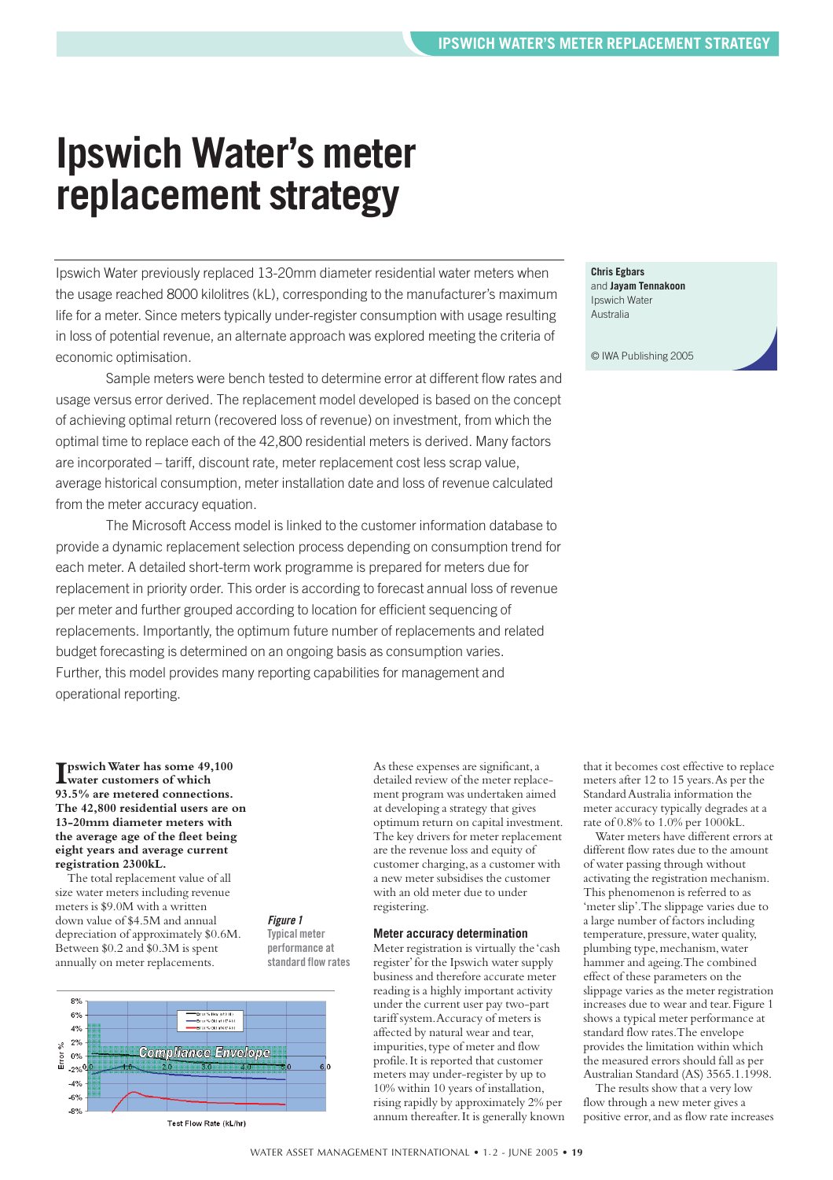# Ipswich Water's meter replacement strategy

Ipswich Water previously replaced 13-20mm diameter residential water meters when the usage reached 8000 kilolitres (kL), corresponding to the manufacturer's maximum life for a meter. Since meters typically under-register consumption with usage resulting in loss of potential revenue, an alternate approach was explored meeting the criteria of economic optimisation.

Sample meters were bench tested to determine error at different flow rates and usage versus error derived. The replacement model developed is based on the concept of achieving optimal return (recovered loss of revenue) on investment, from which the optimal time to replace each of the 42,800 residential meters is derived. Many factors are incorporated – tariff, discount rate, meter replacement cost less scrap value, average historical consumption, meter installation date and loss of revenue calculated from the meter accuracy equation.

The Microsoft Access model is linked to the customer information database to provide a dynamic replacement selection process depending on consumption trend for each meter. A detailed short-term work programme is prepared for meters due for replacement in priority order. This order is according to forecast annual loss of revenue per meter and further grouped according to location for efficient sequencing of replacements. Importantly, the optimum future number of replacements and related budget forecasting is determined on an ongoing basis as consumption varies. Further, this model provides many reporting capabilities for management and operational reporting.

**Chris Egbars** and **Jayam Tennakoon**
Ipswich Water
Australia

© IWA Publishing 2005

**Ipswich Water has some 49,100 water customers of which 93.5% are metered connections. The 42,800 residential users are on 13-20mm diameter meters with the average age of the fleet being eight years and average current registration 2300kL.**

The total replacement value of all size water meters including revenue meters is $9.0M with a written down value of $4.5M and annual depreciation of approximately $0.6M. Between $0.2 and $0.3M is spent annually on meter replacements.

*Figure 1* Typical meter performance at standard flow rates

As these expenses are significant, a detailed review of the meter replacement program was undertaken aimed at developing a strategy that gives optimum return on capital investment. The key drivers for meter replacement are the revenue loss and equity of customer charging, as a customer with a new meter subsidises the customer with an old meter due to under registering.

### Meter accuracy determination

Meter registration is virtually the 'cash register' for the Ipswich water supply business and therefore accurate meter reading is a highly important activity under the current user pay two-part tariff system. Accuracy of meters is affected by natural wear and tear, impurities, type of meter and flow profile. It is reported that customer meters may under-register by up to 10% within 10 years of installation, rising rapidly by approximately 2% per annum thereafter. It is generally known that it becomes cost effective to replace meters after 12 to 15 years. As per the Standard Australia information the meter accuracy typically degrades at a rate of 0.8% to 1.0% per 1000kL.

Water meters have different errors at different flow rates due to the amount of water passing through without activating the registration mechanism. This phenomenon is referred to as 'meter slip'. The slippage varies due to a large number of factors including temperature, pressure, water quality, plumbing type, mechanism, water hammer and ageing. The combined effect of these parameters on the slippage varies as the meter registration increases due to wear and tear. Figure 1 shows a typical meter performance at standard flow rates. The envelope provides the limitation within which the measured errors should fall as per Australian Standard (AS) 3565.1.1998.

The results show that a very low flow through a new meter gives a positive error, and as flow rate increases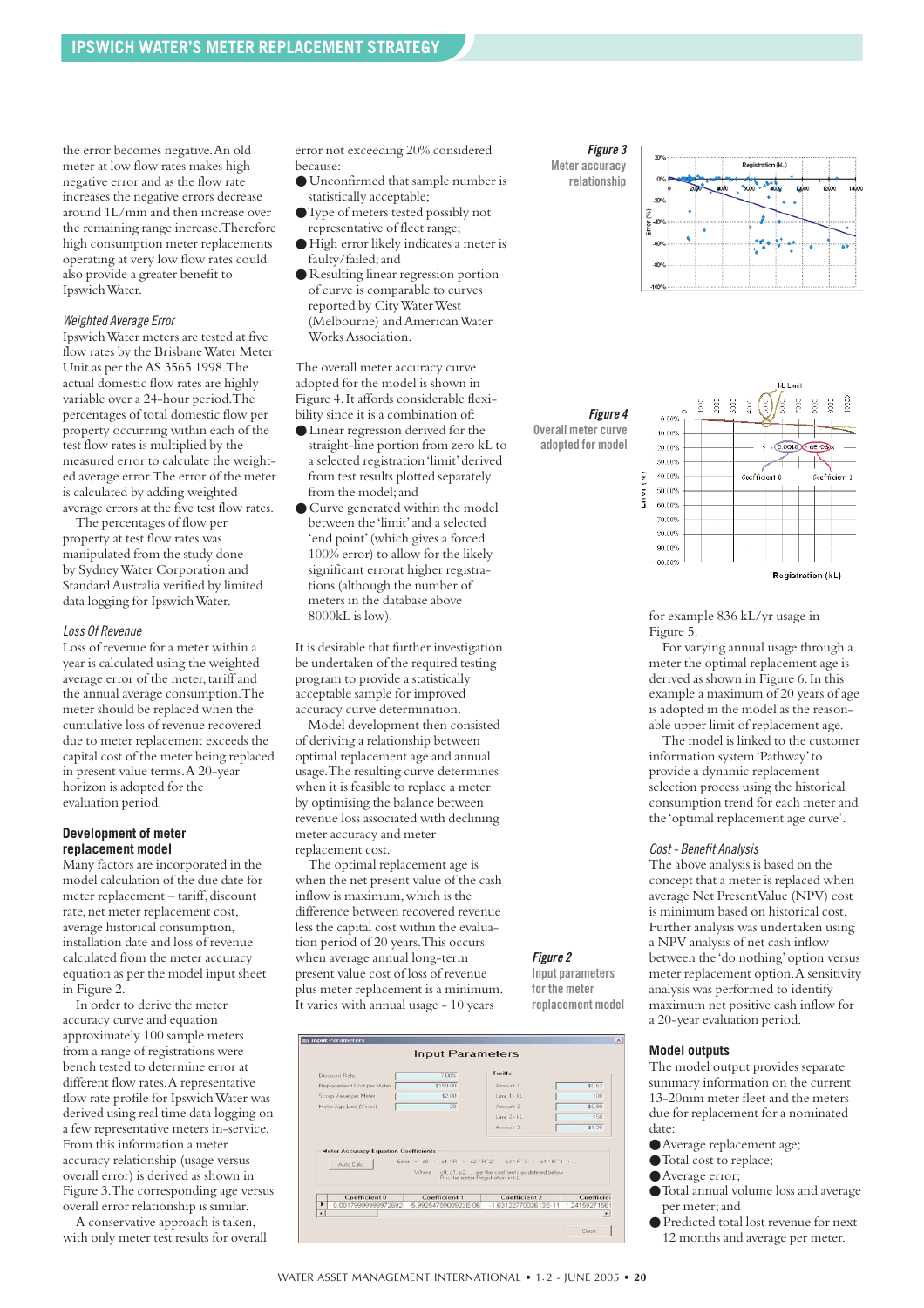the error becomes negative. An old meter at low flow rates makes high negative error and as the flow rate increases the negative errors decrease around 1L/min and then increase over the remaining range increase. Therefore high consumption meter replacements operating at very low flow rates could also provide a greater benefit to Ipswich Water.

*Weighted Average Error*

Ipswich Water meters are tested at five flow rates by the Brisbane Water Meter Unit as per the AS 3565 1998. The actual domestic flow rates are highly variable over a 24-hour period. The percentages of total domestic flow per property occurring within each of the test flow rates is multiplied by the measured error to calculate the weighted average error. The error of the meter is calculated by adding weighted average errors at the five test flow rates.

The percentages of flow per property at test flow rates was manipulated from the study done by Sydney Water Corporation and Standard Australia verified by limited data logging for Ipswich Water.

*Loss Of Revenue*

Loss of revenue for a meter within a year is calculated using the weighted average error of the meter, tariff and the annual average consumption. The meter should be replaced when the cumulative loss of revenue recovered due to meter replacement exceeds the capital cost of the meter being replaced in present value terms. A 20-year horizon is adopted for the evaluation period.

**Development of meter replacement model**

Many factors are incorporated in the model calculation of the due date for meter replacement – tariff, discount rate, net meter replacement cost, average historical consumption, installation date and loss of revenue calculated from the meter accuracy equation as per the model input sheet in Figure 2.

In order to derive the meter accuracy curve and equation approximately 100 sample meters from a range of registrations were bench tested to determine error at different flow rates. A representative flow rate profile for Ipswich Water was derived using real time data logging on a few representative meters in-service. From this information a meter accuracy relationship (usage versus overall error) is derived as shown in Figure 3. The corresponding age versus overall error relationship is similar.

A conservative approach is taken, with only meter test results for overall error not exceeding 20% considered because:

- Unconfirmed that sample number is statistically acceptable;
- Type of meters tested possibly not representative of fleet range;
- High error likely indicates a meter is faulty/failed; and
- Resulting linear regression portion of curve is comparable to curves reported by City West Water (Melbourne) and American Water Works Association.

The overall meter accuracy curve adopted for the model is shown in Figure 4. It affords considerable flexibility since it is a combination of:

- Linear regression derived for the straight-line portion from zero kL to a selected registration 'limit' derived from test results plotted separately from the model; and
- Curve generated within the model between the 'limit' and a selected 'end point' (which gives a forced 100% error) to allow for the likely significant errorat higher registrations (although the number of meters in the database above 8000kL is low).

It is desirable that further investigation be undertaken of the required testing program to provide a statistically acceptable sample for improved accuracy curve determination.

Model development then consisted of deriving a relationship between optimal replacement age and annual usage. The resulting curve determines when it is feasible to replace a meter by optimising the balance between revenue loss associated with declining meter accuracy and meter replacement cost.

The optimal replacement age is when the net present value of the cash inflow is maximum, which is the difference between recovered revenue less the capital cost within the evaluation period of 20 years. This occurs when average annual long-term present value cost of loss of revenue plus meter replacement is a minimum. It varies with annual usage - 10 years

*Figure 3* Meter accuracy relationship

*Figure 4* Overall meter curve adopted for model

*Figure 2* Input parameters for the meter replacement model

for example 836 kL/yr usage in Figure 5.

For varying annual usage through a meter the optimal replacement age is derived as shown in Figure 6. In this example a maximum of 20 years of age is adopted in the model as the reasonable upper limit of replacement age.

The model is linked to the customer information system 'Pathway' to provide a dynamic replacement selection process using the historical consumption trend for each meter and the 'optimal replacement age curve'.

*Cost - Benefit Analysis*

The above analysis is based on the concept that a meter is replaced when average Net Present Value (NPV) cost is minimum based on historical cost. Further analysis was undertaken using a NPV analysis of net cash inflow between the 'do nothing' option versus meter replacement option. A sensitivity analysis was performed to identify maximum net positive cash inflow for a 20-year evaluation period.

**Model outputs**

The model output provides separate summary information on the current 13-20mm meter fleet and the meters due for replacement for a nominated date:

- Average replacement age;
- Total cost to replace;
- Average error;
- Total annual volume loss and average per meter; and
- Predicted total lost revenue for next 12 months and average per meter.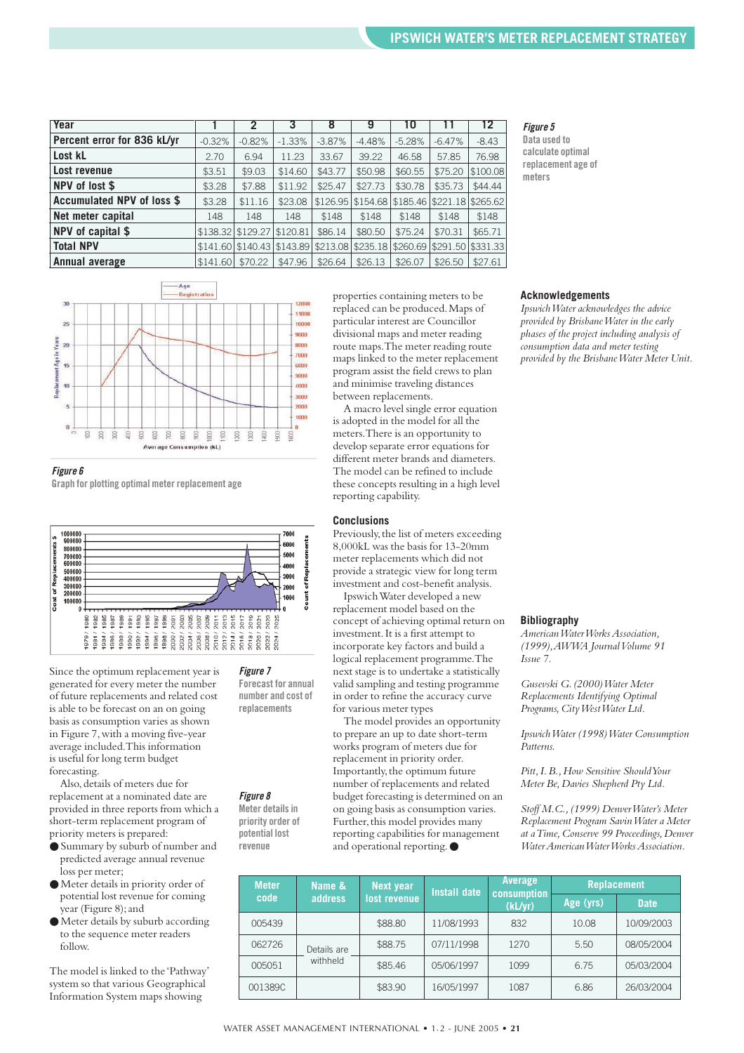| Year | 1 | 2 | 3 | 8 | 9 | 10 | 11 | 12 |
|---|---|---|---|---|---|---|---|---|
| Percent error for 836 kL/yr | -0.32% | -0.82% | -1.33% | -3.87% | -4.48% | -5.28% | -6.47% | -8.43 |
| Lost kL | 2.70 | 6.94 | 11.23 | 33.67 | 39.22 | 46.58 | 57.85 | 76.98 |
| Lost revenue | $3.51 | $9.03 | $14.60 | $43.77 | $50.98 | $60.55 | $75.20 | $100.08 |
| NPV of lost $ | $3.28 | $7.88 | $11.92 | $25.47 | $27.73 | $30.78 | $35.73 | $44.44 |
| Accumulated NPV of loss $ | $3.28 | $11.16 | $23.08 | $126.95 | $154.68 | $185.46 | $221.18 | $265.62 |
| Net meter capital | 148 | 148 | 148 | $148 | $148 | $148 | $148 | $148 |
| NPV of capital $ | $138.32 | $129.27 | $120.81 | $86.14 | $80.50 | $75.24 | $70.31 | $65.71 |
| Total NPV | $141.60 | $140.43 | $143.89 | $213.08 | $235.18 | $260.69 | $291.50 | $331.33 |
| Annual average | $141.60 | $70.22 | $47.96 | $26.64 | $26.13 | $26.07 | $26.50 | $27.61 |

*Figure 5*
Data used to calculate optimal replacement age of meters

*Figure 6*
Graph for plotting optimal meter replacement age

*Figure 7*
Forecast for annual number and cost of replacements

Since the optimum replacement year is generated for every meter the number of future replacements and related cost is able to be forecast on an on going basis as consumption varies as shown in Figure 7, with a moving five-year average included. This information is useful for long term budget forecasting.

Also, details of meters due for replacement at a nominated date are provided in three reports from which a short-term replacement program of priority meters is prepared:

- Summary by suburb of number and predicted average annual revenue loss per meter;
- Meter details in priority order of potential lost revenue for coming year (Figure 8); and
- Meter details by suburb according to the sequence meter readers follow.

The model is linked to the 'Pathway' system so that various Geographical Information System maps showing properties containing meters to be replaced can be produced. Maps of particular interest are Councillor divisional maps and meter reading route maps. The meter reading route maps linked to the meter replacement program assist the field crews to plan and minimise traveling distances between replacements.

A macro level single error equation is adopted in the model for all the meters. There is an opportunity to develop separate error equations for different meter brands and diameters. The model can be refined to include these concepts resulting in a high level reporting capability.

## Conclusions

Previously, the list of meters exceeding 8,000kL was the basis for 13-20mm meter replacements which did not provide a strategic view for long term investment and cost-benefit analysis.

Ipswich Water developed a new replacement model based on the concept of achieving optimal return on investment. It is a first attempt to incorporate key factors and build a logical replacement programme. The next stage is to undertake a statistically valid sampling and testing programme in order to refine the accuracy curve for various meter types.

The model provides an opportunity to prepare an up to date short-term works program of meters due for replacement in priority order. Importantly, the optimum future number of replacements and related budget forecasting is determined on an on going basis as consumption varies. Further, this model provides many reporting capabilities for management and operational reporting. ●

*Figure 8*
Meter details in priority order of potential lost revenue

| Meter code | Name & address | Next year lost revenue | Install date | Average consumption (kL/yr) | Replacement | |
|---|---|---|---|---|---|---|
| | | | | | Age (yrs) | Date |
| 005439 | Details are withheld | $88.80 | 11/08/1993 | 832 | 10.08 | 10/09/2003 |
| 062726 | | $88.75 | 07/11/1998 | 1270 | 5.50 | 08/05/2004 |
| 005051 | | $85.46 | 05/06/1997 | 1099 | 6.75 | 05/03/2004 |
| 001389C | | $83.90 | 16/05/1997 | 1087 | 6.86 | 26/03/2004 |

## Acknowledgements

*Ipswich Water acknowledges the advice provided by Brisbane Water in the early phases of the project including analysis of consumption data and meter testing provided by the Brisbane Water Meter Unit.*

## Bibliography

*American Water Works Association, (1999), AWWA Journal Volume 91 Issue 7.*

*Gusevski G. (2000) Water Meter Replacements Identifying Optimal Programs, City West Water Ltd.*

*Ipswich Water (1998) Water Consumption Patterns.*

*Pitt, I. B., How Sensitive Should Your Meter Be, Davies Shepherd Pty Ltd.*

*Stoff M.C., (1999) Denver Water's Meter Replacement Program Savin Water a Meter at a Time, Conserve 99 Proceedings, Denver Water American Water Works Association.*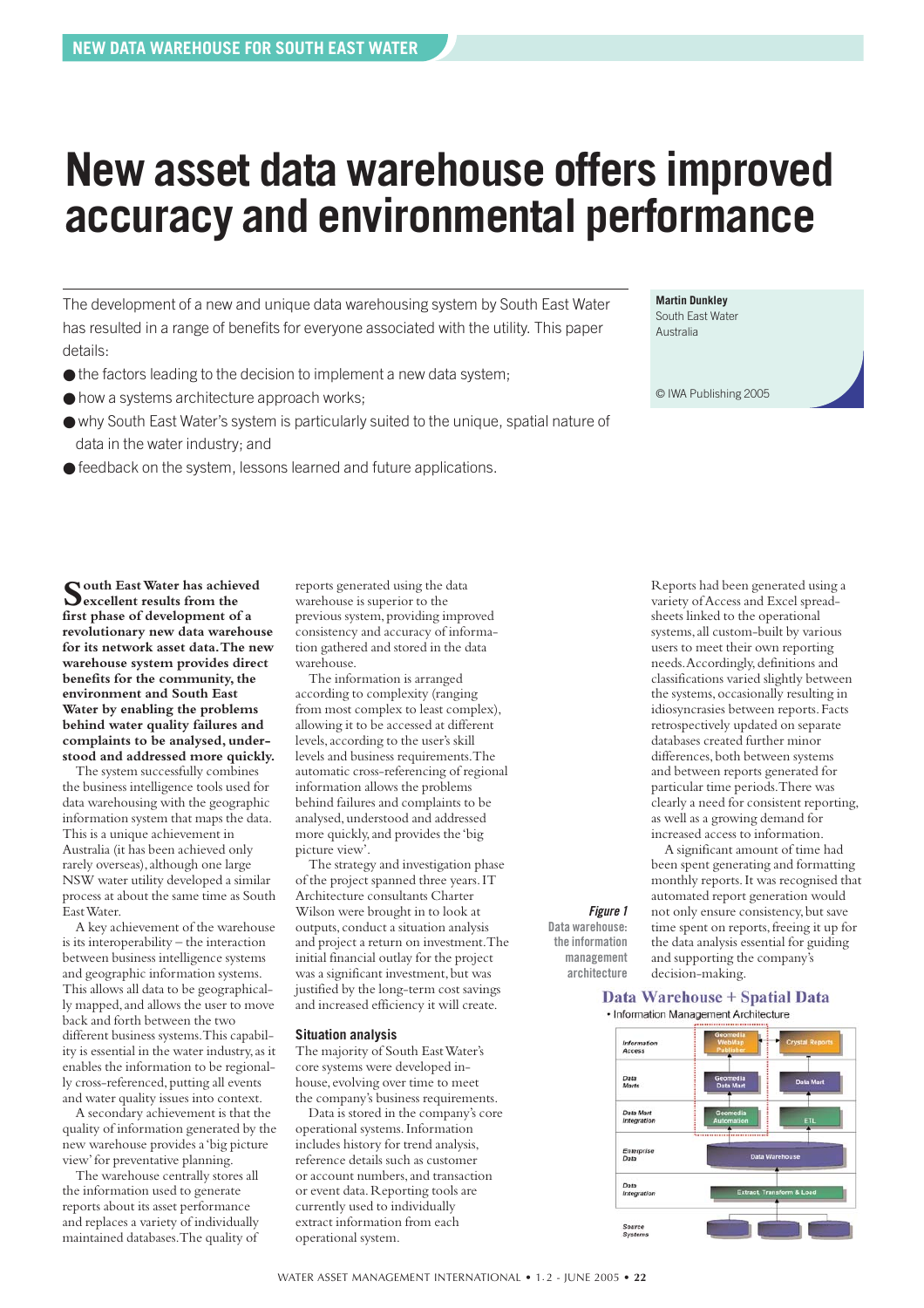# New asset data warehouse offers improved accuracy and environmental performance

The development of a new and unique data warehousing system by South East Water has resulted in a range of benefits for everyone associated with the utility. This paper details:

- the factors leading to the decision to implement a new data system;
- how a systems architecture approach works;
- why South East Water's system is particularly suited to the unique, spatial nature of data in the water industry; and
- feedback on the system, lessons learned and future applications.

**Martin Dunkley**
South East Water
Australia

© IWA Publishing 2005

**South East Water has achieved excellent results from the first phase of development of a revolutionary new data warehouse for its network asset data. The new warehouse system provides direct benefits for the community, the environment and South East Water by enabling the problems behind water quality failures and complaints to be analysed, understood and addressed more quickly.**

The system successfully combines the business intelligence tools used for data warehousing with the geographic information system that maps the data. This is a unique achievement in Australia (it has been achieved only rarely overseas), although one large NSW water utility developed a similar process at about the same time as South East Water.

A key achievement of the warehouse is its interoperability – the interaction between business intelligence systems and geographic information systems. This allows all data to be geographically mapped, and allows the user to move back and forth between the two different business systems. This capability is essential in the water industry, as it enables the information to be regionally cross-referenced, putting all events and water quality issues into context.

A secondary achievement is that the quality of information generated by the new warehouse provides a 'big picture view' for preventative planning.

The warehouse centrally stores all the information used to generate reports about its asset performance and replaces a variety of individually maintained databases. The quality of reports generated using the data warehouse is superior to the previous system, providing improved consistency and accuracy of information gathered and stored in the data warehouse.

The information is arranged according to complexity (ranging from most complex to least complex), allowing it to be accessed at different levels, according to the user's skill levels and business requirements. The automatic cross-referencing of regional information allows the problems behind failures and complaints to be analysed, understood and addressed more quickly, and provides the 'big picture view'.

The strategy and investigation phase of the project spanned three years. IT Architecture consultants Charter Wilson were brought in to look at outputs, conduct a situation analysis and project a return on investment. The initial financial outlay for the project was a significant investment, but was justified by the long-term cost savings and increased efficiency it will create.

## Situation analysis

The majority of South East Water's core systems were developed in-house, evolving over time to meet the company's business requirements.

Data is stored in the company's core operational systems. Information includes history for trend analysis, reference details such as customer or account numbers, and transaction or event data. Reporting tools are currently used to individually extract information from each operational system.

Reports had been generated using a variety of Access and Excel spreadsheets linked to the operational systems, all custom-built by various users to meet their own reporting needs. Accordingly, definitions and classifications varied slightly between the systems, occasionally resulting in idiosyncrasies between reports. Facts retrospectively updated on separate databases created further minor differences, both between systems and between reports generated for particular time periods. There was clearly a need for consistent reporting, as well as a growing demand for increased access to information.

A significant amount of time had been spent generating and formatting monthly reports. It was recognised that automated report generation would not only ensure consistency, but save time spent on reports, freeing it up for the data analysis essential for guiding and supporting the company's decision-making.

*Figure 1*
**Data warehouse: the information management architecture**

**Data Warehouse + Spatial Data**
- Information Management Architecture

| Layer | | |
|---|---|---|
| Information Access | Geomedia WebMap Publisher | Crystal Reports |
| Data Marts | Geomedia Data Mart | Data Mart |
| Data Mart Integration | Geomedia Automation | ETL |
| Enterprise Data | Data Warehouse | |
| Data Integration | Extract, Transform & Load | |
| Source Systems | | |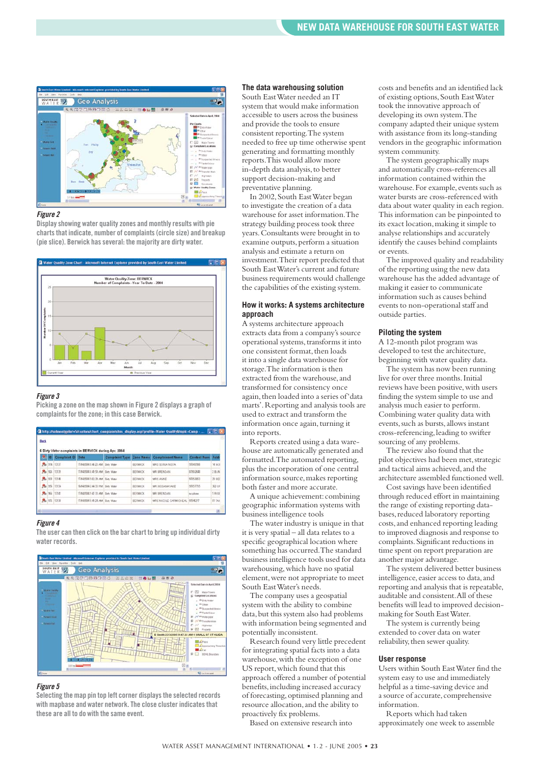## NEW DATA WAREHOUSE FOR SOUTH EAST WATER

*Figure 2*

Display showing water quality zones and monthly results with pie charts that indicate, number of complaints (circle size) and breakup (pie slice). Berwick has several: the majority are dirty water.

*Figure 3*

Picking a zone on the map shown in Figure 2 displays a graph of complaints for the zone; in this case Berwick.

*Figure 4*

The user can then click on the bar chart to bring up individual dirty water records.

*Figure 5*

Selecting the map pin top left corner displays the selected records with mapbase and water network. The close cluster indicates that these are all to do with the same event.

### The data warehousing solution

South East Water needed an IT system that would make information accessible to users across the business and provide the tools to ensure consistent reporting. The system needed to free up time otherwise spent generating and formatting monthly reports. This would allow more in-depth data analysis, to better support decision-making and preventative planning.

In 2002, South East Water began to investigate the creation of a data warehouse for asset information. The strategy building process took three years. Consultants were brought in to examine outputs, perform a situation analysis and estimate a return on investment. Their report predicted that South East Water's current and future business requirements would challenge the capabilities of the existing system.

### How it works: A systems architecture approach

A systems architecture approach extracts data from a company's source operational systems, transforms it into one consistent format, then loads it into a single data warehouse for storage. The information is then extracted from the warehouse, and transformed for consistency once again, then loaded into a series of 'data marts'. Reporting and analysis tools are used to extract and transform the information once again, turning it into reports.

Reports created using a data warehouse are automatically generated and formatted. The automated reporting, plus the incorporation of one central information source, makes reporting both faster and more accurate.

A unique achievement: combining geographic information systems with business intelligence tools

The water industry is unique in that it is very spatial – all data relates to a specific geographical location where something has occurred. The standard business intelligence tools used for data warehousing, which have no spatial element, were not appropriate to meet South East Water's needs.

The company uses a geospatial system with the ability to combine data, but this system also had problems with information being segmented and potentially inconsistent.

Research found very little precedent for integrating spatial facts into a data warehouse, with the exception of one US report, which found that this approach offered a number of potential benefits, including increased accuracy of forecasting, optimised planning and resource allocation, and the ability to proactively fix problems.

Based on extensive research into costs and benefits and an identified lack of existing options, South East Water took the innovative approach of developing its own system. The company adapted their unique system with assistance from its long-standing vendors in the geographic information system community.

The system geographically maps and automatically cross-references all information contained within the warehouse. For example, events such as water bursts are cross-referenced with data about water quality in each region. This information can be pinpointed to its exact location, making it simple to analyse relationships and accurately identify the causes behind complaints or events.

The improved quality and readability of the reporting using the new data warehouse has the added advantage of making it easier to communicate information such as causes behind events to non-operational staff and outside parties.

### Piloting the system

A 12-month pilot program was developed to test the architecture, beginning with water quality data.

The system has now been running live for over three months. Initial reviews have been positive, with users finding the system simple to use and analysis much easier to perform. Combining water quality data with events, such as bursts, allows instant cross-referencing, leading to swifter sourcing of any problems.

The review also found that the pilot objectives had been met, strategic and tactical aims achieved, and the architecture assembled functioned well.

Cost savings have been identified through reduced effort in maintaining the range of existing reporting databases, reduced laboratory reporting costs, and enhanced reporting leading to improved diagnosis and response to complaints. Significant reductions in time spent on report preparation are another major advantage.

The system delivered better business intelligence, easier access to data, and reporting and analysis that is repeatable, auditable and consistent. All of these benefits will lead to improved decision-making for South East Water.

The system is currently being extended to cover data on water reliability, then sewer quality.

### User response

Users within South East Water find the system easy to use and immediately helpful as a time-saving device and a source of accurate, comprehensive information.

Reports which had taken approximately one week to assemble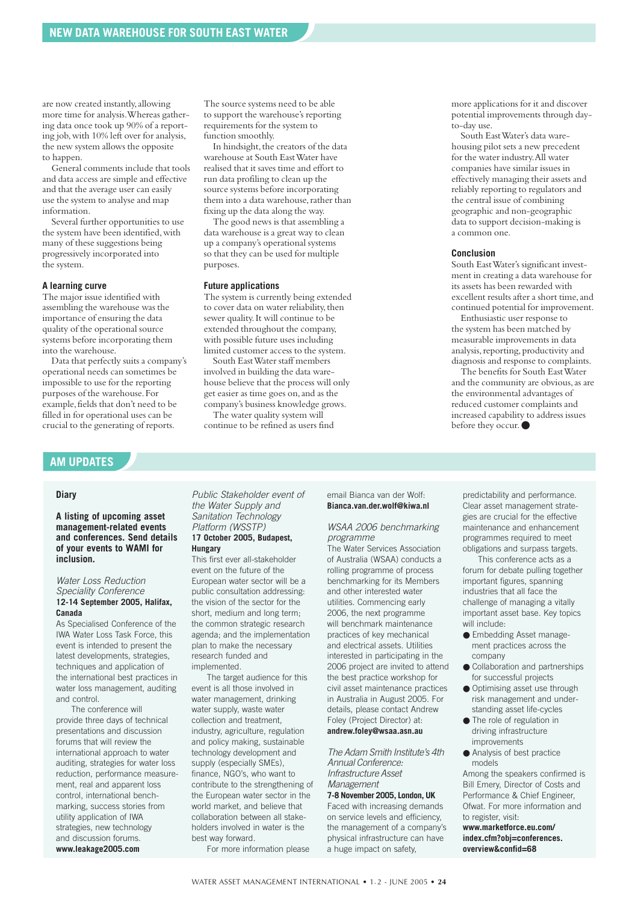are now created instantly, allowing more time for analysis. Whereas gathering data once took up 90% of a reporting job, with 10% left over for analysis, the new system allows the opposite to happen.

General comments include that tools and data access are simple and effective and that the average user can easily use the system to analyse and map information.

Several further opportunities to use the system have been identified, with many of these suggestions being progressively incorporated into the system.

### A learning curve

The major issue identified with assembling the warehouse was the importance of ensuring the data quality of the operational source systems before incorporating them into the warehouse.

Data that perfectly suits a company's operational needs can sometimes be impossible to use for the reporting purposes of the warehouse. For example, fields that don't need to be filled in for operational uses can be crucial to the generating of reports.

The source systems need to be able to support the warehouse's reporting requirements for the system to function smoothly.

In hindsight, the creators of the data warehouse at South East Water have realised that it saves time and effort to run data profiling to clean up the source systems before incorporating them into a data warehouse, rather than fixing up the data along the way.

The good news is that assembling a data warehouse is a great way to clean up a company's operational systems so that they can be used for multiple purposes.

### Future applications

The system is currently being extended to cover data on water reliability, then sewer quality. It will continue to be extended throughout the company, with possible future uses including limited customer access to the system.

South East Water staff members involved in building the data warehouse believe that the process will only get easier as time goes on, and as the company's business knowledge grows.

The water quality system will continue to be refined as users find more applications for it and discover potential improvements through day-to-day use.

South East Water's data warehousing pilot sets a new precedent for the water industry. All water companies have similar issues in effectively managing their assets and reliably reporting to regulators and the central issue of combining geographic and non-geographic data to support decision-making is a common one.

### Conclusion

South East Water's significant investment in creating a data warehouse for its assets has been rewarded with excellent results after a short time, and continued potential for improvement.

Enthusiastic user response to the system has been matched by measurable improvements in data analysis, reporting, productivity and diagnosis and response to complaints.

The benefits for South East Water and the community are obvious, as are the environmental advantages of reduced customer complaints and increased capability to address issues before they occur. ●

## AM UPDATES

### Diary

**A listing of upcoming asset management-related events and conferences. Send details of your events to WAMI for inclusion.**

*Water Loss Reduction Speciality Conference*
**12-14 September 2005, Halifax, Canada**

As Specialised Conference of the IWA Water Loss Task Force, this event is intended to present the latest developments, strategies, techniques and application of the international best practices in water loss management, auditing and control.

The conference will provide three days of technical presentations and discussion forums that will review the international approach to water auditing, strategies for water loss reduction, performance measurement, real and apparent loss control, international benchmarking, success stories from utility application of IWA strategies, new technology and discussion forums.
**www.leakage2005.com**

*Public Stakeholder event of the Water Supply and Sanitation Technology Platform (WSSTP)*
**17 October 2005, Budapest, Hungary**

This first ever all-stakeholder event on the future of the European water sector will be a public consultation addressing: the vision of the sector for the short, medium and long term; the common strategic research agenda; and the implementation plan to make the necessary research funded and implemented.

The target audience for this event is all those involved in water management, drinking water supply, waste water collection and treatment, industry, agriculture, regulation and policy making, sustainable technology development and supply (especially SMEs), finance, NGO's, who want to contribute to the strengthening of the European water sector in the world market, and believe that collaboration between all stakeholders involved in water is the best way forward.

For more information please email Bianca van der Wolf: **Bianca.van.der.wolf@kiwa.nl**

*WSAA 2006 benchmarking programme*

The Water Services Association of Australia (WSAA) conducts a rolling programme of process benchmarking for its Members and other interested water utilities. Commencing early 2006, the next programme will benchmark maintenance practices of key mechanical and electrical assets. Utilities interested in participating in the 2006 project are invited to attend the best practice workshop for civil asset maintenance practices in Australia in August 2005. For details, please contact Andrew Foley (Project Director) at: **andrew.foley@wsaa.asn.au**

*The Adam Smith Institute's 4th Annual Conference: Infrastructure Asset Management*
**7-8 November 2005, London, UK**

Faced with increasing demands on service levels and efficiency, the management of a company's physical infrastructure can have a huge impact on safety, predictability and performance. Clear asset management strategies are crucial for the effective maintenance and enhancement programmes required to meet obligations and surpass targets.

This conference acts as a forum for debate pulling together important figures, spanning industries that all face the challenge of managing a vitally important asset base. Key topics will include:

- Embedding Asset management practices across the company
- Collaboration and partnerships for successful projects
- Optimising asset use through risk management and understanding asset life-cycles
- The role of regulation in driving infrastructure improvements
- Analysis of best practice models

Among the speakers confirmed is Bill Emery, Director of Costs and Performance & Chief Engineer, Ofwat. For more information and to register, visit:
**www.marketforce.eu.com/index.cfm?obj=conferences.overview&confid=68**